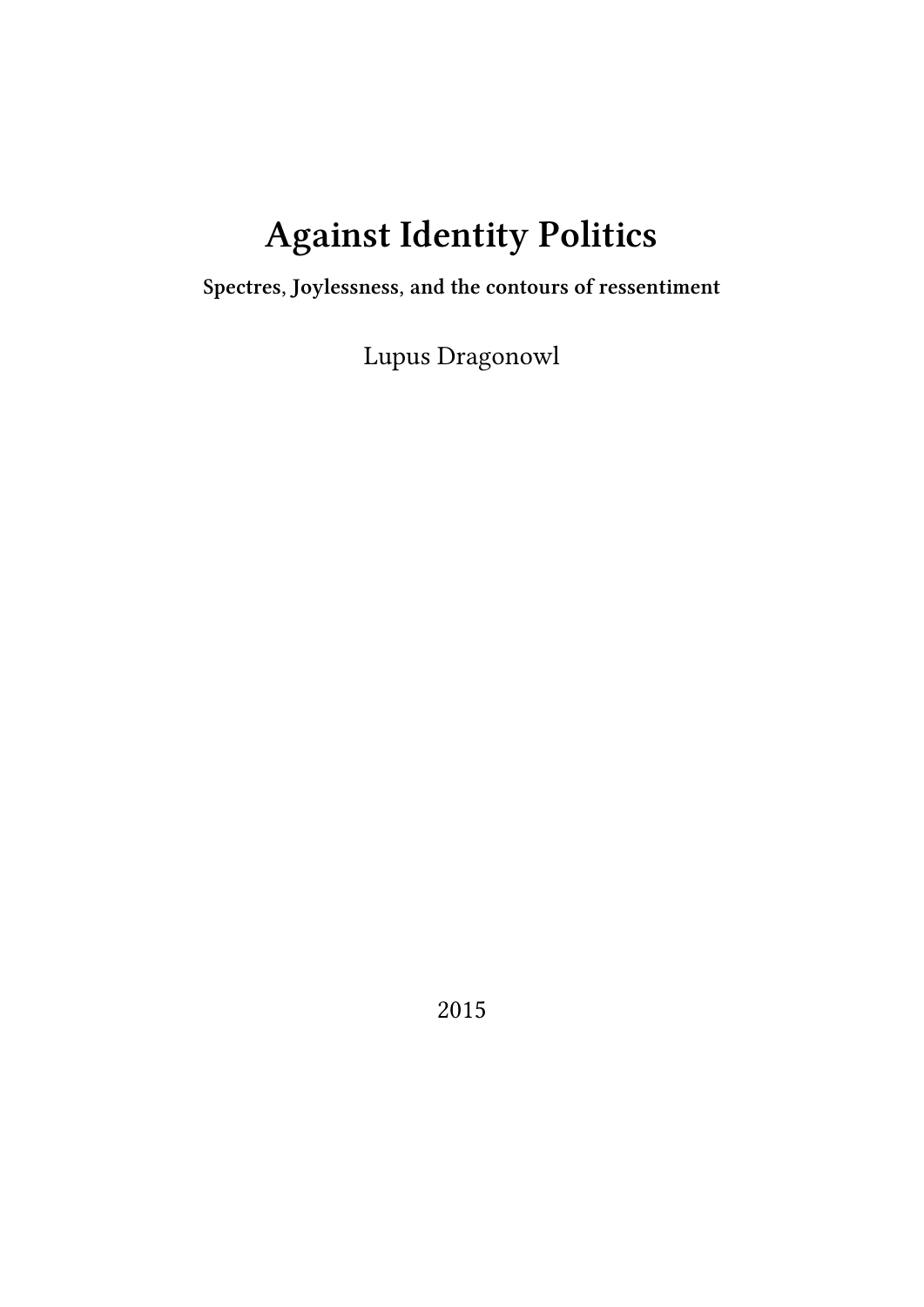# Against Identity Politics

**Spectres, Joylessness, and the contours of ressentiment**

Lupus Dragonowl

2015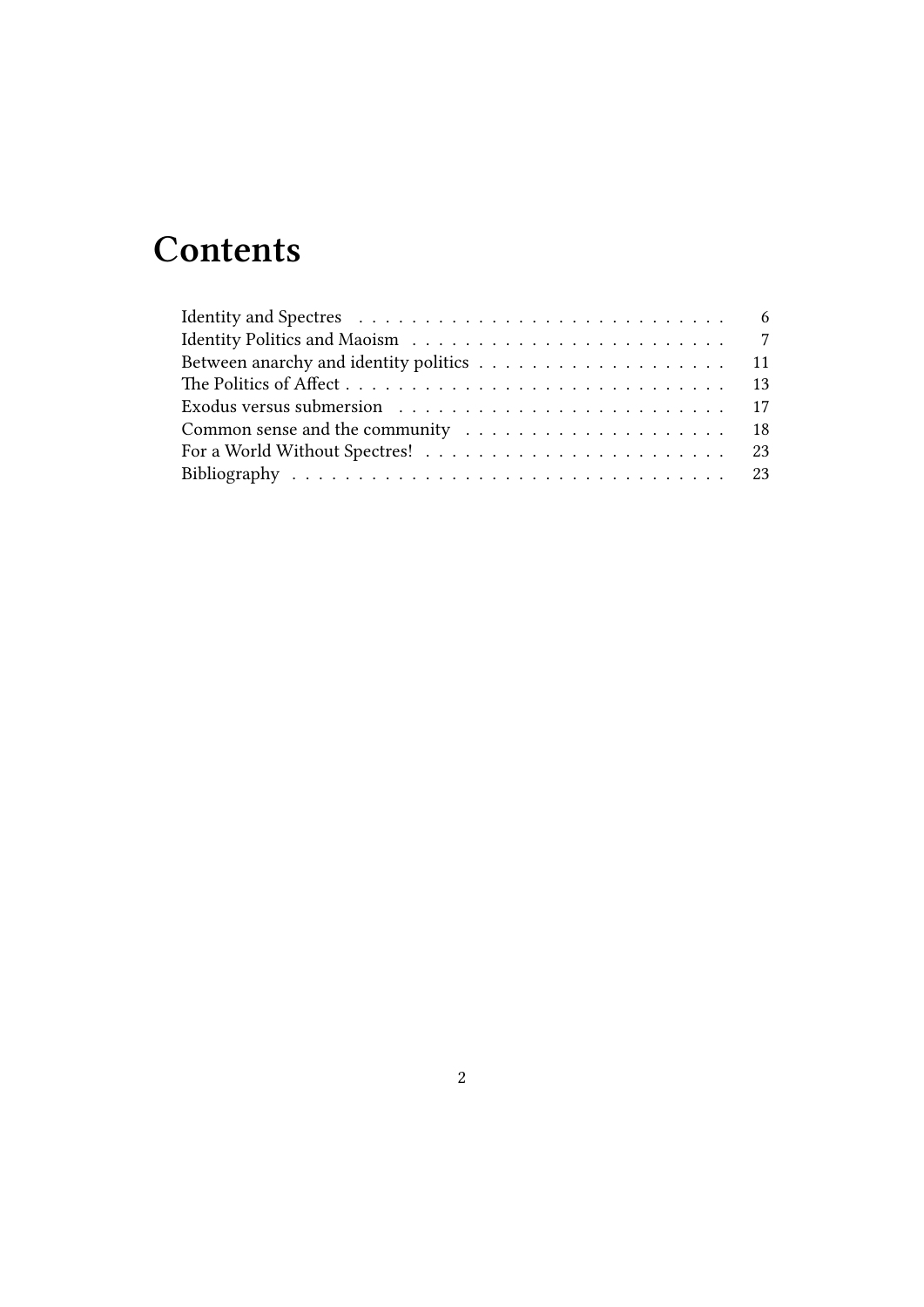# Contents

- Identity and Spectres . . . 6
- Identity Politics and Maoism . . . 7
- Between anarchy and identity politics . . . 11
- The Politics of Affect . . . 13
- Exodus versus submersion . . . 17
- Common sense and the community . . . 18
- For a World Without Spectres! . . . 23
- Bibliography . . . 23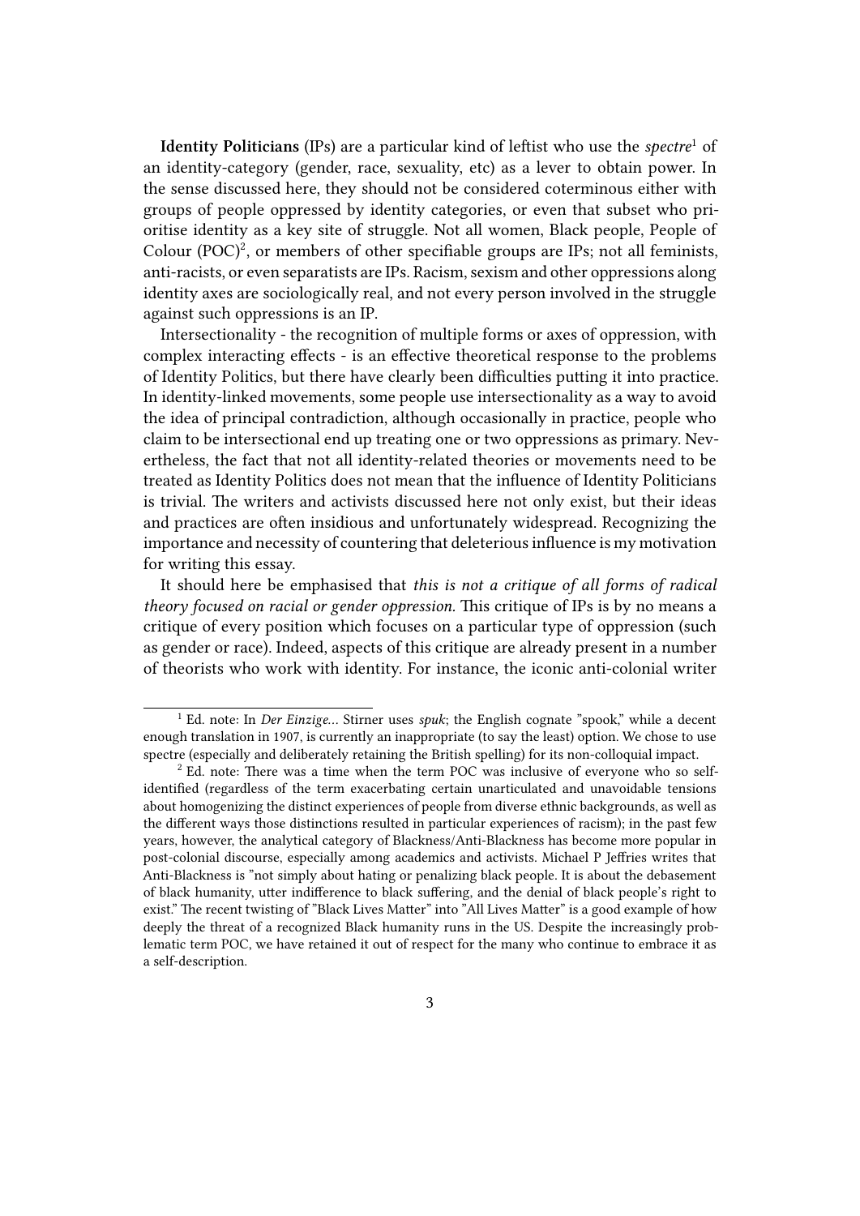**Identity Politicians** (IPs) are a particular kind of leftist who use the *spectre*[1] of an identity-category (gender, race, sexuality, etc) as a lever to obtain power. In the sense discussed here, they should not be considered coterminous either with groups of people oppressed by identity categories, or even that subset who prioritise identity as a key site of struggle. Not all women, Black people, People of Colour (POC)[2], or members of other specifiable groups are IPs; not all feminists, anti-racists, or even separatists are IPs. Racism, sexism and other oppressions along identity axes are sociologically real, and not every person involved in the struggle against such oppressions is an IP.

Intersectionality - the recognition of multiple forms or axes of oppression, with complex interacting effects - is an effective theoretical response to the problems of Identity Politics, but there have clearly been difficulties putting it into practice. In identity-linked movements, some people use intersectionality as a way to avoid the idea of principal contradiction, although occasionally in practice, people who claim to be intersectional end up treating one or two oppressions as primary. Nevertheless, the fact that not all identity-related theories or movements need to be treated as Identity Politics does not mean that the influence of Identity Politicians is trivial. The writers and activists discussed here not only exist, but their ideas and practices are often insidious and unfortunately widespread. Recognizing the importance and necessity of countering that deleterious influence is my motivation for writing this essay.

It should here be emphasised that *this is not a critique of all forms of radical theory focused on racial or gender oppression.* This critique of IPs is by no means a critique of every position which focuses on a particular type of oppression (such as gender or race). Indeed, aspects of this critique are already present in a number of theorists who work with identity. For instance, the iconic anti-colonial writer

[1] Ed. note: In *Der Einzige…* Stirner uses *spuk*; the English cognate "spook," while a decent enough translation in 1907, is currently an inappropriate (to say the least) option. We chose to use spectre (especially and deliberately retaining the British spelling) for its non-colloquial impact.

[2] Ed. note: There was a time when the term POC was inclusive of everyone who so self-identified (regardless of the term exacerbating certain unarticulated and unavoidable tensions about homogenizing the distinct experiences of people from diverse ethnic backgrounds, as well as the different ways those distinctions resulted in particular experiences of racism); in the past few years, however, the analytical category of Blackness/Anti-Blackness has become more popular in post-colonial discourse, especially among academics and activists. Michael P Jeffries writes that Anti-Blackness is "not simply about hating or penalizing black people. It is about the debasement of black humanity, utter indifference to black suffering, and the denial of black people's right to exist." The recent twisting of "Black Lives Matter" into "All Lives Matter" is a good example of how deeply the threat of a recognized Black humanity runs in the US. Despite the increasingly problematic term POC, we have retained it out of respect for the many who continue to embrace it as a self-description.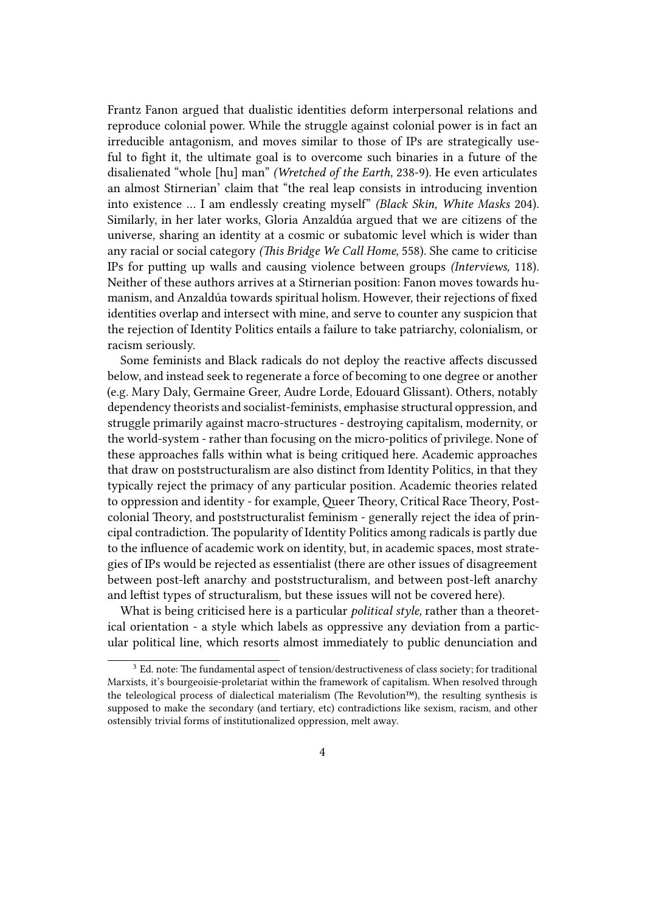Frantz Fanon argued that dualistic identities deform interpersonal relations and reproduce colonial power. While the struggle against colonial power is in fact an irreducible antagonism, and moves similar to those of IPs are strategically useful to fight it, the ultimate goal is to overcome such binaries in a future of the disalienated "whole [hu] man" *(Wretched of the Earth,* 238-9). He even articulates an almost Stirnerian' claim that "the real leap consists in introducing invention into existence … I am endlessly creating myself" *(Black Skin, White Masks* 204). Similarly, in her later works, Gloria Anzaldúa argued that we are citizens of the universe, sharing an identity at a cosmic or subatomic level which is wider than any racial or social category *(This Bridge We Call Home,* 558). She came to criticise IPs for putting up walls and causing violence between groups *(Interviews,* 118). Neither of these authors arrives at a Stirnerian position: Fanon moves towards humanism, and Anzaldúa towards spiritual holism. However, their rejections of fixed identities overlap and intersect with mine, and serve to counter any suspicion that the rejection of Identity Politics entails a failure to take patriarchy, colonialism, or racism seriously.

Some feminists and Black radicals do not deploy the reactive affects discussed below, and instead seek to regenerate a force of becoming to one degree or another (e.g. Mary Daly, Germaine Greer, Audre Lorde, Edouard Glissant). Others, notably dependency theorists and socialist-feminists, emphasise structural oppression, and struggle primarily against macro-structures - destroying capitalism, modernity, or the world-system - rather than focusing on the micro-politics of privilege. None of these approaches falls within what is being critiqued here. Academic approaches that draw on poststructuralism are also distinct from Identity Politics, in that they typically reject the primacy of any particular position. Academic theories related to oppression and identity - for example, Queer Theory, Critical Race Theory, Postcolonial Theory, and poststructuralist feminism - generally reject the idea of principal contradiction. The popularity of Identity Politics among radicals is partly due to the influence of academic work on identity, but, in academic spaces, most strategies of IPs would be rejected as essentialist (there are other issues of disagreement between post-left anarchy and poststructuralism, and between post-left anarchy and leftist types of structuralism, but these issues will not be covered here).

What is being criticised here is a particular *political style,* rather than a theoretical orientation - a style which labels as oppressive any deviation from a particular political line, which resorts almost immediately to public denunciation and

[3] Ed. note: The fundamental aspect of tension/destructiveness of class society; for traditional Marxists, it's bourgeoisie-proletariat within the framework of capitalism. When resolved through the teleological process of dialectical materialism (The Revolution™), the resulting synthesis is supposed to make the secondary (and tertiary, etc) contradictions like sexism, racism, and other ostensibly trivial forms of institutionalized oppression, melt away.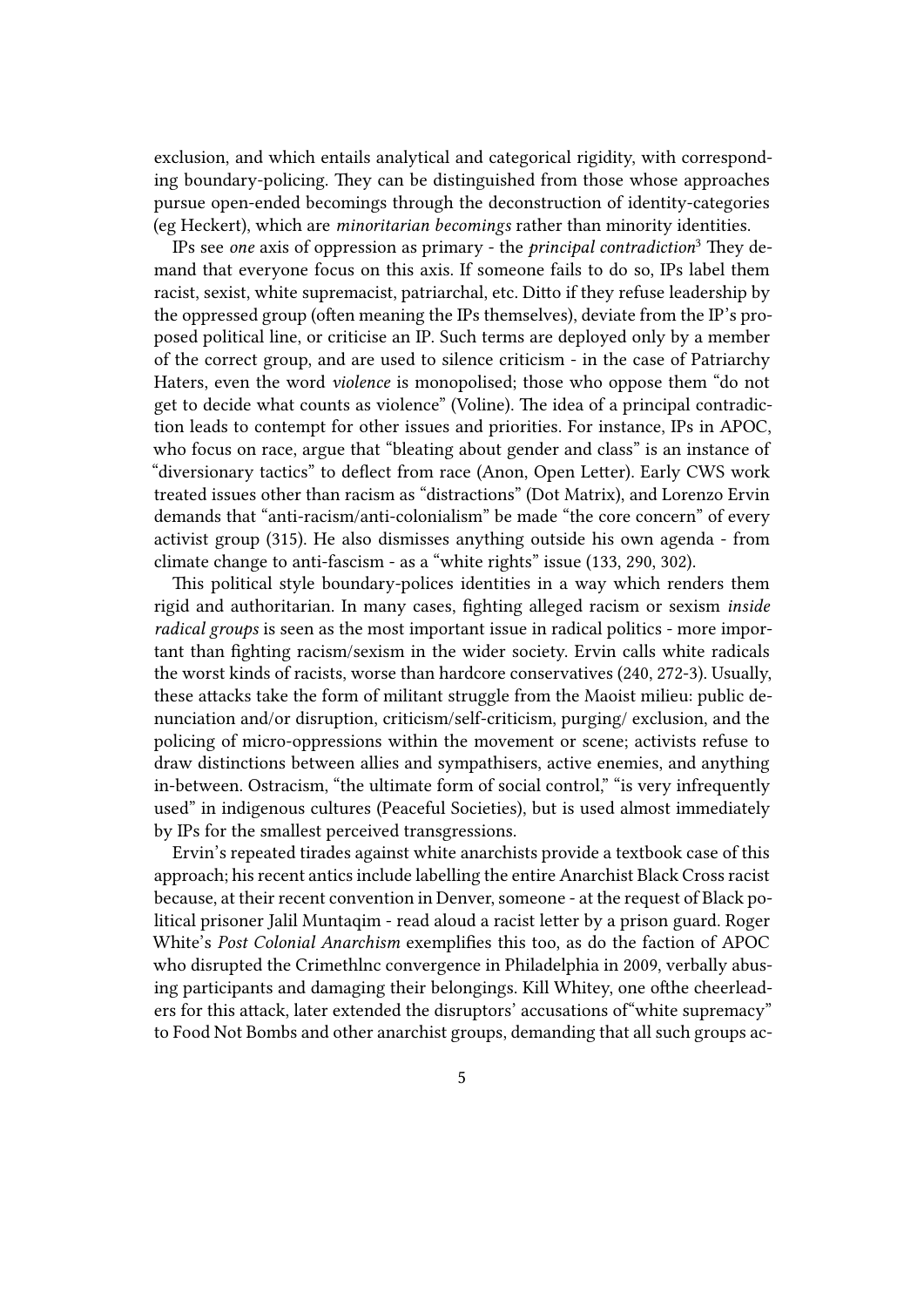exclusion, and which entails analytical and categorical rigidity, with corresponding boundary-policing. They can be distinguished from those whose approaches pursue open-ended becomings through the deconstruction of identity-categories (eg Heckert), which are *minoritarian becomings* rather than minority identities.

IPs see *one* axis of oppression as primary - the *principal contradiction*[3] They demand that everyone focus on this axis. If someone fails to do so, IPs label them racist, sexist, white supremacist, patriarchal, etc. Ditto if they refuse leadership by the oppressed group (often meaning the IPs themselves), deviate from the IP's proposed political line, or criticise an IP. Such terms are deployed only by a member of the correct group, and are used to silence criticism - in the case of Patriarchy Haters, even the word *violence* is monopolised; those who oppose them "do not get to decide what counts as violence" (Voline). The idea of a principal contradiction leads to contempt for other issues and priorities. For instance, IPs in APOC, who focus on race, argue that "bleating about gender and class" is an instance of "diversionary tactics" to deflect from race (Anon, Open Letter). Early CWS work treated issues other than racism as "distractions" (Dot Matrix), and Lorenzo Ervin demands that "anti-racism/anti-colonialism" be made "the core concern" of every activist group (315). He also dismisses anything outside his own agenda - from climate change to anti-fascism - as a "white rights" issue (133, 290, 302).

This political style boundary-polices identities in a way which renders them rigid and authoritarian. In many cases, fighting alleged racism or sexism *inside radical groups* is seen as the most important issue in radical politics - more important than fighting racism/sexism in the wider society. Ervin calls white radicals the worst kinds of racists, worse than hardcore conservatives (240, 272-3). Usually, these attacks take the form of militant struggle from the Maoist milieu: public denunciation and/or disruption, criticism/self-criticism, purging/ exclusion, and the policing of micro-oppressions within the movement or scene; activists refuse to draw distinctions between allies and sympathisers, active enemies, and anything in-between. Ostracism, "the ultimate form of social control," "is very infrequently used" in indigenous cultures (Peaceful Societies), but is used almost immediately by IPs for the smallest perceived transgressions.

Ervin's repeated tirades against white anarchists provide a textbook case of this approach; his recent antics include labelling the entire Anarchist Black Cross racist because, at their recent convention in Denver, someone - at the request of Black political prisoner Jalil Muntaqim - read aloud a racist letter by a prison guard. Roger White's *Post Colonial Anarchism* exemplifies this too, as do the faction of APOC who disrupted the Crimethlnc convergence in Philadelphia in 2009, verbally abusing participants and damaging their belongings. Kill Whitey, one ofthe cheerleaders for this attack, later extended the disruptors' accusations of"white supremacy" to Food Not Bombs and other anarchist groups, demanding that all such groups ac-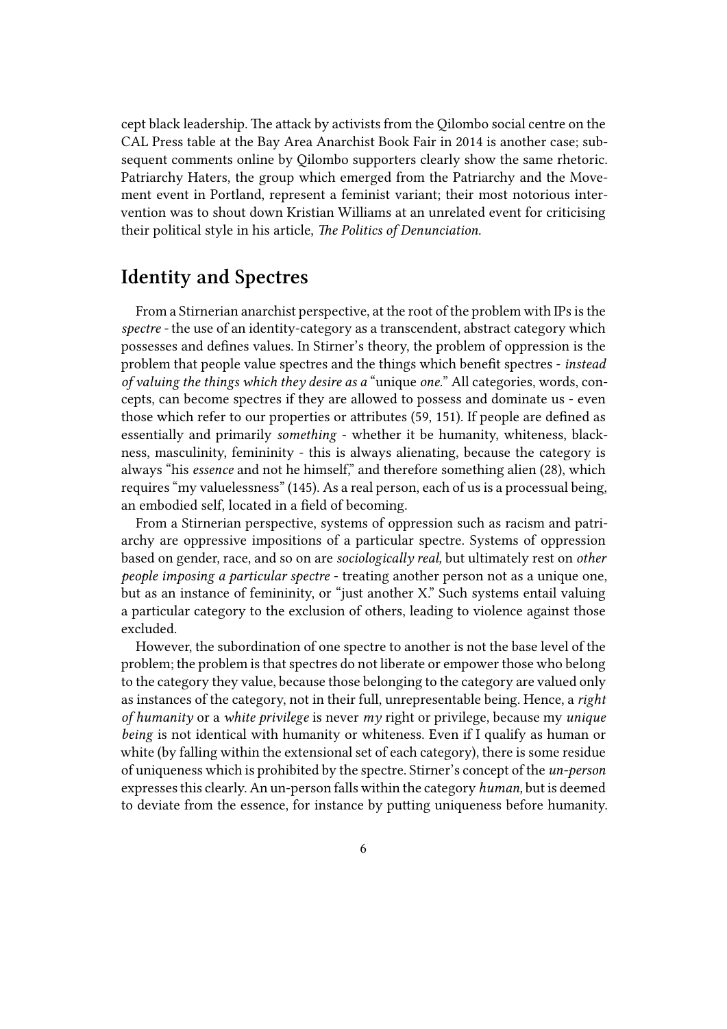cept black leadership. The attack by activists from the Qilombo social centre on the CAL Press table at the Bay Area Anarchist Book Fair in 2014 is another case; subsequent comments online by Qilombo supporters clearly show the same rhetoric. Patriarchy Haters, the group which emerged from the Patriarchy and the Movement event in Portland, represent a feminist variant; their most notorious intervention was to shout down Kristian Williams at an unrelated event for criticising their political style in his article, *The Politics of Denunciation.*

## Identity and Spectres

From a Stirnerian anarchist perspective, at the root of the problem with IPs is the *spectre* - the use of an identity-category as a transcendent, abstract category which possesses and defines values. In Stirner's theory, the problem of oppression is the problem that people value spectres and the things which benefit spectres - *instead of valuing the things which they desire as a* "unique *one.*" All categories, words, concepts, can become spectres if they are allowed to possess and dominate us - even those which refer to our properties or attributes (59, 151). If people are defined as essentially and primarily *something* - whether it be humanity, whiteness, blackness, masculinity, femininity - this is always alienating, because the category is always "his *essence* and not he himself," and therefore something alien (28), which requires "my valuelessness" (145). As a real person, each of us is a processual being, an embodied self, located in a field of becoming.

From a Stirnerian perspective, systems of oppression such as racism and patriarchy are oppressive impositions of a particular spectre. Systems of oppression based on gender, race, and so on are *sociologically real,* but ultimately rest on *other people imposing a particular spectre* - treating another person not as a unique one, but as an instance of femininity, or "just another X." Such systems entail valuing a particular category to the exclusion of others, leading to violence against those excluded.

However, the subordination of one spectre to another is not the base level of the problem; the problem is that spectres do not liberate or empower those who belong to the category they value, because those belonging to the category are valued only as instances of the category, not in their full, unrepresentable being. Hence, a *right of humanity* or a *white privilege* is never *my* right or privilege, because my *unique being* is not identical with humanity or whiteness. Even if I qualify as human or white (by falling within the extensional set of each category), there is some residue of uniqueness which is prohibited by the spectre. Stirner's concept of the *un-person* expresses this clearly. An un-person falls within the category *human,* but is deemed to deviate from the essence, for instance by putting uniqueness before humanity.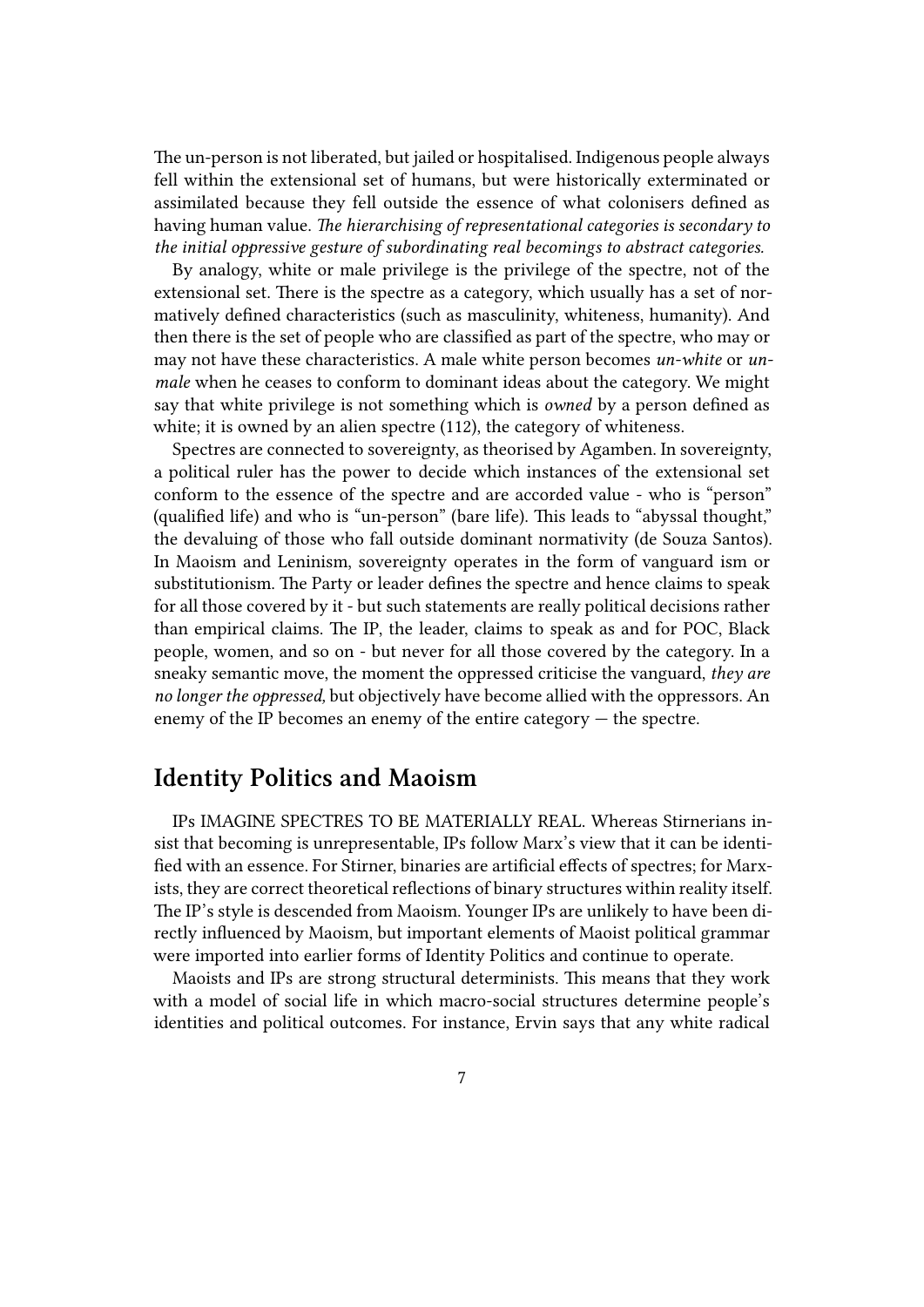The un-person is not liberated, but jailed or hospitalised. Indigenous people always fell within the extensional set of humans, but were historically exterminated or assimilated because they fell outside the essence of what colonisers defined as having human value. *The hierarchising of representational categories is secondary to the initial oppressive gesture of subordinating real becomings to abstract categories.*

By analogy, white or male privilege is the privilege of the spectre, not of the extensional set. There is the spectre as a category, which usually has a set of normatively defined characteristics (such as masculinity, whiteness, humanity). And then there is the set of people who are classified as part of the spectre, who may or may not have these characteristics. A male white person becomes *un-white* or *un-male* when he ceases to conform to dominant ideas about the category. We might say that white privilege is not something which is *owned* by a person defined as white; it is owned by an alien spectre (112), the category of whiteness.

Spectres are connected to sovereignty, as theorised by Agamben. In sovereignty, a political ruler has the power to decide which instances of the extensional set conform to the essence of the spectre and are accorded value - who is "person" (qualified life) and who is "un-person" (bare life). This leads to "abyssal thought," the devaluing of those who fall outside dominant normativity (de Souza Santos). In Maoism and Leninism, sovereignty operates in the form of vanguard ism or substitutionism. The Party or leader defines the spectre and hence claims to speak for all those covered by it - but such statements are really political decisions rather than empirical claims. The IP, the leader, claims to speak as and for POC, Black people, women, and so on - but never for all those covered by the category. In a sneaky semantic move, the moment the oppressed criticise the vanguard, *they are no longer the oppressed*, but objectively have become allied with the oppressors. An enemy of the IP becomes an enemy of the entire category — the spectre.

## Identity Politics and Maoism

IPs IMAGINE SPECTRES TO BE MATERIALLY REAL. Whereas Stirnerians insist that becoming is unrepresentable, IPs follow Marx's view that it can be identified with an essence. For Stirner, binaries are artificial effects of spectres; for Marxists, they are correct theoretical reflections of binary structures within reality itself. The IP's style is descended from Maoism. Younger IPs are unlikely to have been directly influenced by Maoism, but important elements of Maoist political grammar were imported into earlier forms of Identity Politics and continue to operate.

Maoists and IPs are strong structural determinists. This means that they work with a model of social life in which macro-social structures determine people's identities and political outcomes. For instance, Ervin says that any white radical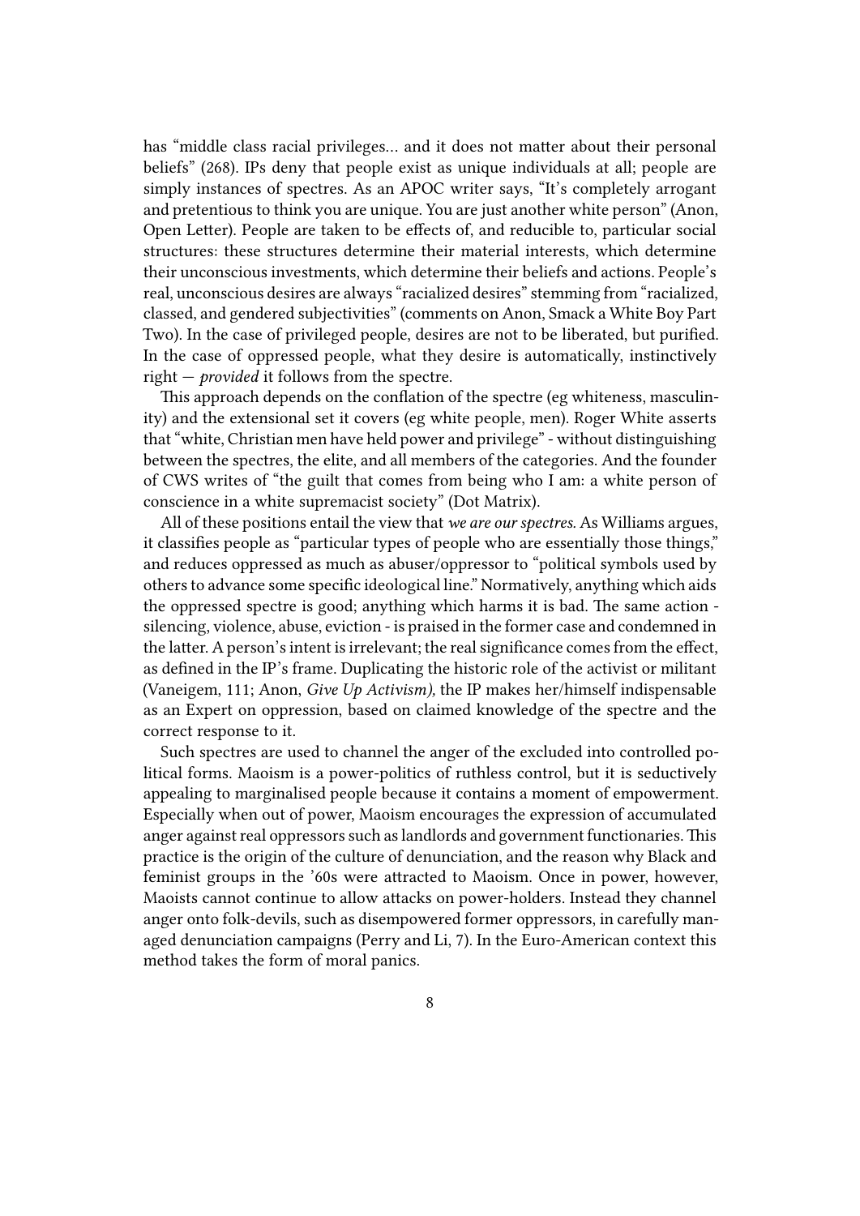has "middle class racial privileges… and it does not matter about their personal beliefs" (268). IPs deny that people exist as unique individuals at all; people are simply instances of spectres. As an APOC writer says, "It's completely arrogant and pretentious to think you are unique. You are just another white person" (Anon, Open Letter). People are taken to be effects of, and reducible to, particular social structures: these structures determine their material interests, which determine their unconscious investments, which determine their beliefs and actions. People's real, unconscious desires are always "racialized desires" stemming from "racialized, classed, and gendered subjectivities" (comments on Anon, Smack a White Boy Part Two). In the case of privileged people, desires are not to be liberated, but purified. In the case of oppressed people, what they desire is automatically, instinctively right — *provided* it follows from the spectre.

This approach depends on the conflation of the spectre (eg whiteness, masculinity) and the extensional set it covers (eg white people, men). Roger White asserts that "white, Christian men have held power and privilege" - without distinguishing between the spectres, the elite, and all members of the categories. And the founder of CWS writes of "the guilt that comes from being who I am: a white person of conscience in a white supremacist society" (Dot Matrix).

All of these positions entail the view that *we are our spectres.* As Williams argues, it classifies people as "particular types of people who are essentially those things," and reduces oppressed as much as abuser/oppressor to "political symbols used by others to advance some specific ideological line." Normatively, anything which aids the oppressed spectre is good; anything which harms it is bad. The same action - silencing, violence, abuse, eviction - is praised in the former case and condemned in the latter. A person's intent is irrelevant; the real significance comes from the effect, as defined in the IP's frame. Duplicating the historic role of the activist or militant (Vaneigem, 111; Anon, *Give Up Activism),* the IP makes her/himself indispensable as an Expert on oppression, based on claimed knowledge of the spectre and the correct response to it.

Such spectres are used to channel the anger of the excluded into controlled political forms. Maoism is a power-politics of ruthless control, but it is seductively appealing to marginalised people because it contains a moment of empowerment. Especially when out of power, Maoism encourages the expression of accumulated anger against real oppressors such as landlords and government functionaries. This practice is the origin of the culture of denunciation, and the reason why Black and feminist groups in the '60s were attracted to Maoism. Once in power, however, Maoists cannot continue to allow attacks on power-holders. Instead they channel anger onto folk-devils, such as disempowered former oppressors, in carefully managed denunciation campaigns (Perry and Li, 7). In the Euro-American context this method takes the form of moral panics.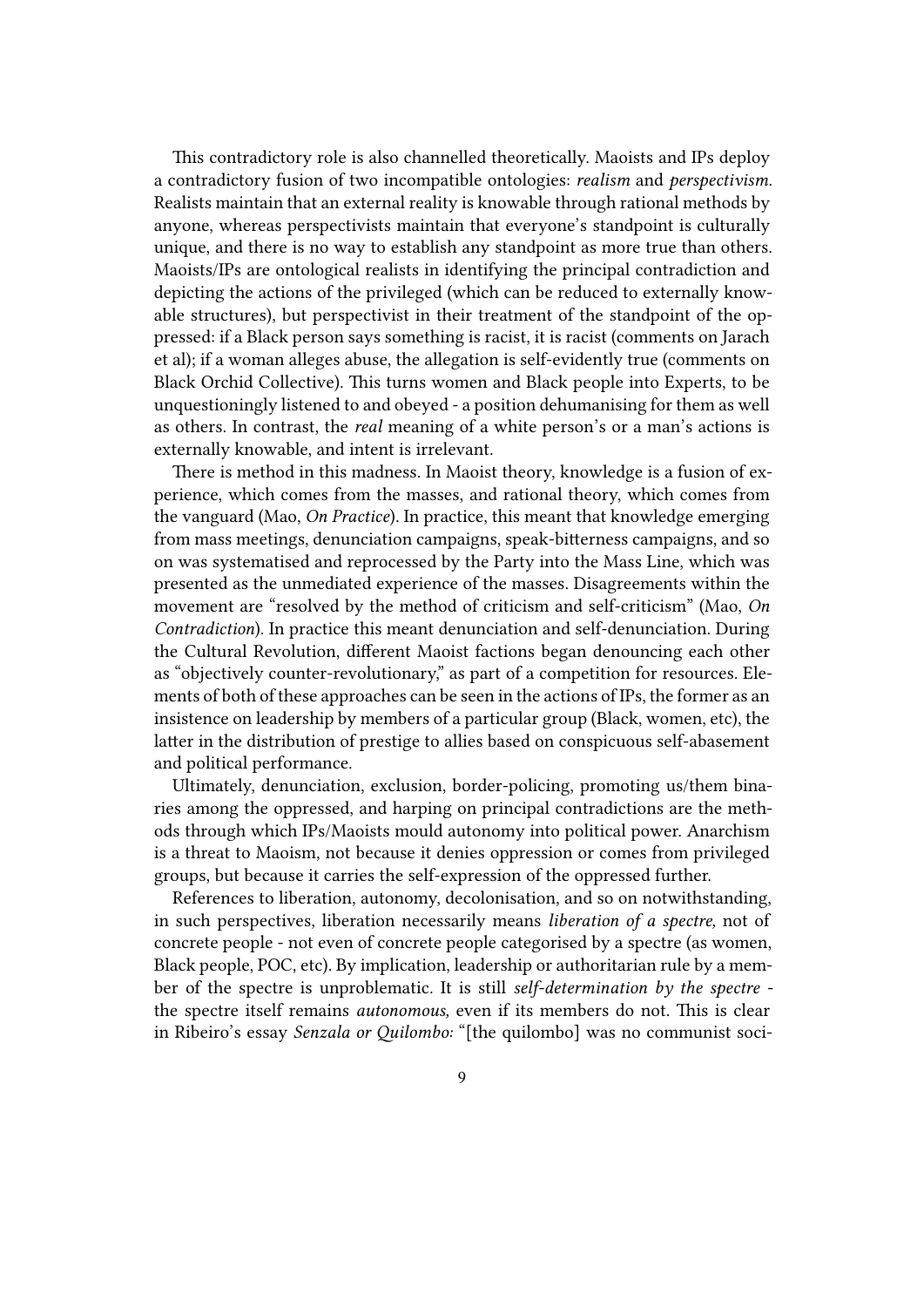This contradictory role is also channelled theoretically. Maoists and IPs deploy a contradictory fusion of two incompatible ontologies: *realism* and *perspectivism.* Realists maintain that an external reality is knowable through rational methods by anyone, whereas perspectivists maintain that everyone's standpoint is culturally unique, and there is no way to establish any standpoint as more true than others. Maoists/IPs are ontological realists in identifying the principal contradiction and depicting the actions of the privileged (which can be reduced to externally knowable structures), but perspectivist in their treatment of the standpoint of the oppressed: if a Black person says something is racist, it is racist (comments on Jarach et al); if a woman alleges abuse, the allegation is self-evidently true (comments on Black Orchid Collective). This turns women and Black people into Experts, to be unquestioningly listened to and obeyed - a position dehumanising for them as well as others. In contrast, the *real* meaning of a white person's or a man's actions is externally knowable, and intent is irrelevant.

There is method in this madness. In Maoist theory, knowledge is a fusion of experience, which comes from the masses, and rational theory, which comes from the vanguard (Mao, *On Practice*). In practice, this meant that knowledge emerging from mass meetings, denunciation campaigns, speak-bitterness campaigns, and so on was systematised and reprocessed by the Party into the Mass Line, which was presented as the unmediated experience of the masses. Disagreements within the movement are "resolved by the method of criticism and self-criticism" (Mao, *On Contradiction*). In practice this meant denunciation and self-denunciation. During the Cultural Revolution, different Maoist factions began denouncing each other as "objectively counter-revolutionary," as part of a competition for resources. Elements of both of these approaches can be seen in the actions of IPs, the former as an insistence on leadership by members of a particular group (Black, women, etc), the latter in the distribution of prestige to allies based on conspicuous self-abasement and political performance.

Ultimately, denunciation, exclusion, border-policing, promoting us/them binaries among the oppressed, and harping on principal contradictions are the methods through which IPs/Maoists mould autonomy into political power. Anarchism is a threat to Maoism, not because it denies oppression or comes from privileged groups, but because it carries the self-expression of the oppressed further.

References to liberation, autonomy, decolonisation, and so on notwithstanding, in such perspectives, liberation necessarily means *liberation of a spectre,* not of concrete people - not even of concrete people categorised by a spectre (as women, Black people, POC, etc). By implication, leadership or authoritarian rule by a member of the spectre is unproblematic. It is still *self-determination by the spectre* - the spectre itself remains *autonomous,* even if its members do not. This is clear in Ribeiro's essay *Senzala or Quilombo:* "[the quilombo] was no communist soci-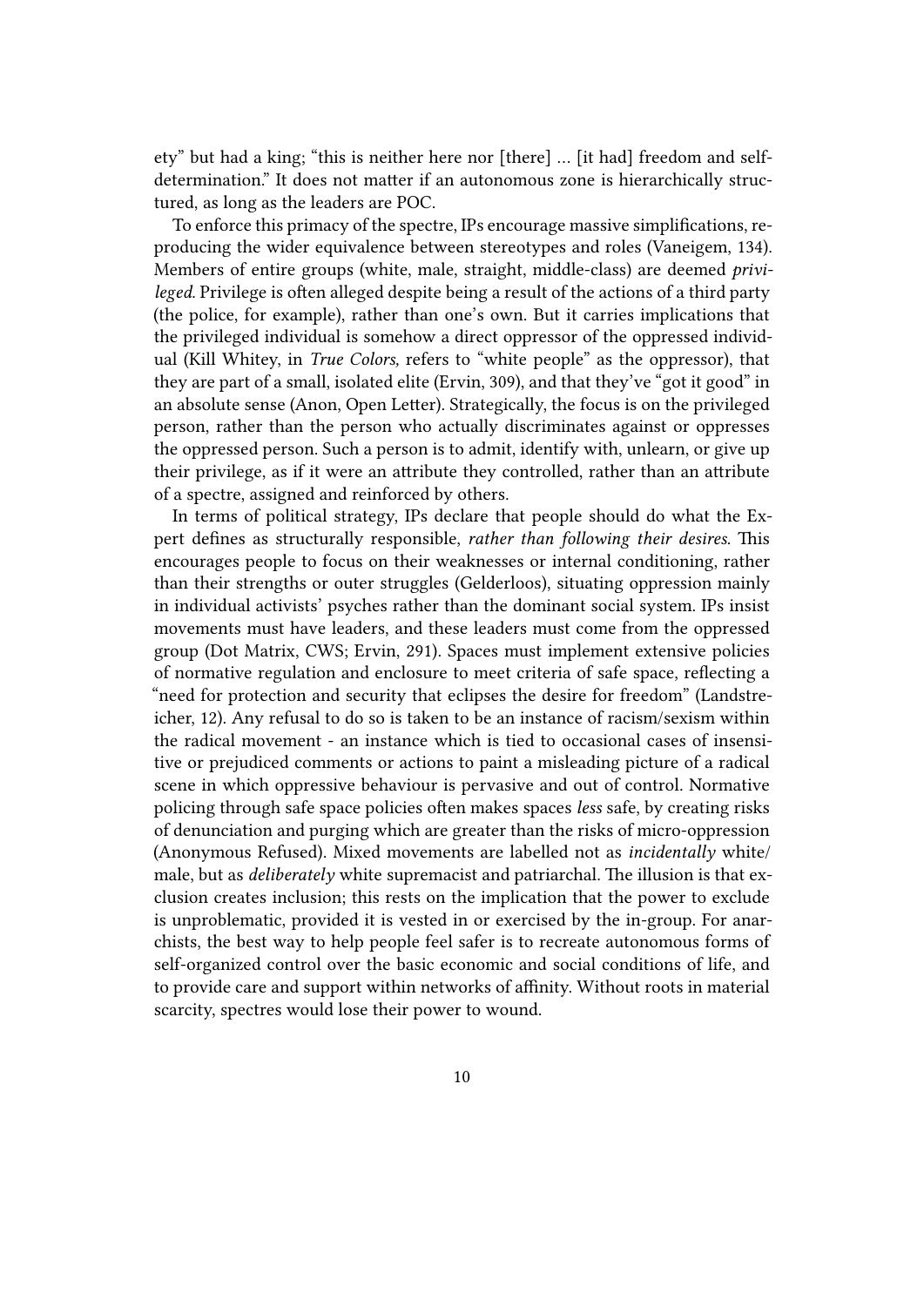ety" but had a king; "this is neither here nor [there] … [it had] freedom and self-determination." It does not matter if an autonomous zone is hierarchically structured, as long as the leaders are POC.

To enforce this primacy of the spectre, IPs encourage massive simplifications, reproducing the wider equivalence between stereotypes and roles (Vaneigem, 134). Members of entire groups (white, male, straight, middle-class) are deemed *privileged.* Privilege is often alleged despite being a result of the actions of a third party (the police, for example), rather than one's own. But it carries implications that the privileged individual is somehow a direct oppressor of the oppressed individual (Kill Whitey, in *True Colors,* refers to "white people" as the oppressor), that they are part of a small, isolated elite (Ervin, 309), and that they've "got it good" in an absolute sense (Anon, Open Letter). Strategically, the focus is on the privileged person, rather than the person who actually discriminates against or oppresses the oppressed person. Such a person is to admit, identify with, unlearn, or give up their privilege, as if it were an attribute they controlled, rather than an attribute of a spectre, assigned and reinforced by others.

In terms of political strategy, IPs declare that people should do what the Expert defines as structurally responsible, *rather than following their desires.* This encourages people to focus on their weaknesses or internal conditioning, rather than their strengths or outer struggles (Gelderloos), situating oppression mainly in individual activists' psyches rather than the dominant social system. IPs insist movements must have leaders, and these leaders must come from the oppressed group (Dot Matrix, CWS; Ervin, 291). Spaces must implement extensive policies of normative regulation and enclosure to meet criteria of safe space, reflecting a "need for protection and security that eclipses the desire for freedom" (Landstreicher, 12). Any refusal to do so is taken to be an instance of racism/sexism within the radical movement - an instance which is tied to occasional cases of insensitive or prejudiced comments or actions to paint a misleading picture of a radical scene in which oppressive behaviour is pervasive and out of control. Normative policing through safe space policies often makes spaces *less* safe, by creating risks of denunciation and purging which are greater than the risks of micro-oppression (Anonymous Refused). Mixed movements are labelled not as *incidentally* white/male, but as *deliberately* white supremacist and patriarchal. The illusion is that exclusion creates inclusion; this rests on the implication that the power to exclude is unproblematic, provided it is vested in or exercised by the in-group. For anarchists, the best way to help people feel safer is to recreate autonomous forms of self-organized control over the basic economic and social conditions of life, and to provide care and support within networks of affinity. Without roots in material scarcity, spectres would lose their power to wound.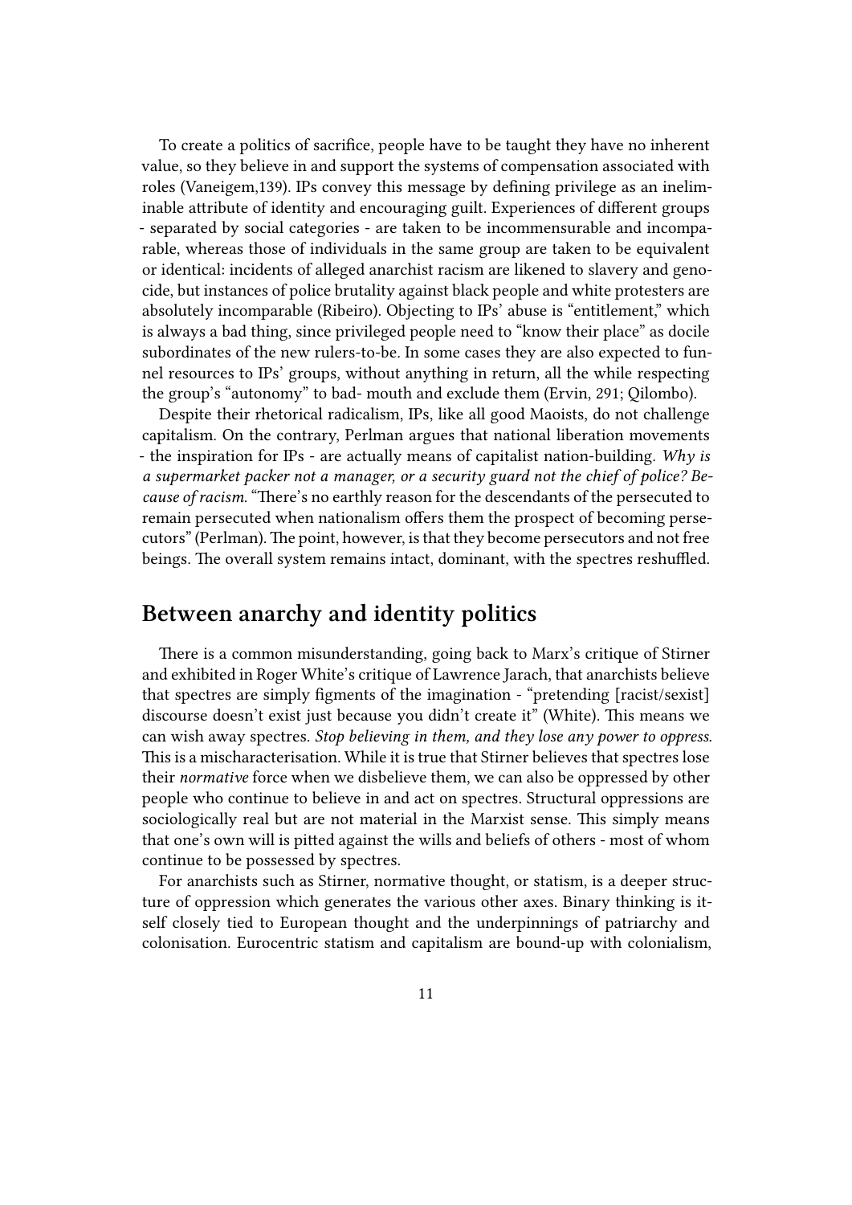To create a politics of sacrifice, people have to be taught they have no inherent value, so they believe in and support the systems of compensation associated with roles (Vaneigem,139). IPs convey this message by defining privilege as an ineliminable attribute of identity and encouraging guilt. Experiences of different groups - separated by social categories - are taken to be incommensurable and incomparable, whereas those of individuals in the same group are taken to be equivalent or identical: incidents of alleged anarchist racism are likened to slavery and genocide, but instances of police brutality against black people and white protesters are absolutely incomparable (Ribeiro). Objecting to IPs' abuse is "entitlement," which is always a bad thing, since privileged people need to "know their place" as docile subordinates of the new rulers-to-be. In some cases they are also expected to funnel resources to IPs' groups, without anything in return, all the while respecting the group's "autonomy" to bad- mouth and exclude them (Ervin, 291; Qilombo).

Despite their rhetorical radicalism, IPs, like all good Maoists, do not challenge capitalism. On the contrary, Perlman argues that national liberation movements - the inspiration for IPs - are actually means of capitalist nation-building. *Why is a supermarket packer not a manager, or a security guard not the chief of police? Because of racism.* "There's no earthly reason for the descendants of the persecuted to remain persecuted when nationalism offers them the prospect of becoming persecutors" (Perlman). The point, however, is that they become persecutors and not free beings. The overall system remains intact, dominant, with the spectres reshuffled.

## Between anarchy and identity politics

There is a common misunderstanding, going back to Marx's critique of Stirner and exhibited in Roger White's critique of Lawrence Jarach, that anarchists believe that spectres are simply figments of the imagination - "pretending [racist/sexist] discourse doesn't exist just because you didn't create it" (White). This means we can wish away spectres. *Stop believing in them, and they lose any power to oppress.* This is a mischaracterisation. While it is true that Stirner believes that spectres lose their *normative* force when we disbelieve them, we can also be oppressed by other people who continue to believe in and act on spectres. Structural oppressions are sociologically real but are not material in the Marxist sense. This simply means that one's own will is pitted against the wills and beliefs of others - most of whom continue to be possessed by spectres.

For anarchists such as Stirner, normative thought, or statism, is a deeper structure of oppression which generates the various other axes. Binary thinking is itself closely tied to European thought and the underpinnings of patriarchy and colonisation. Eurocentric statism and capitalism are bound-up with colonialism,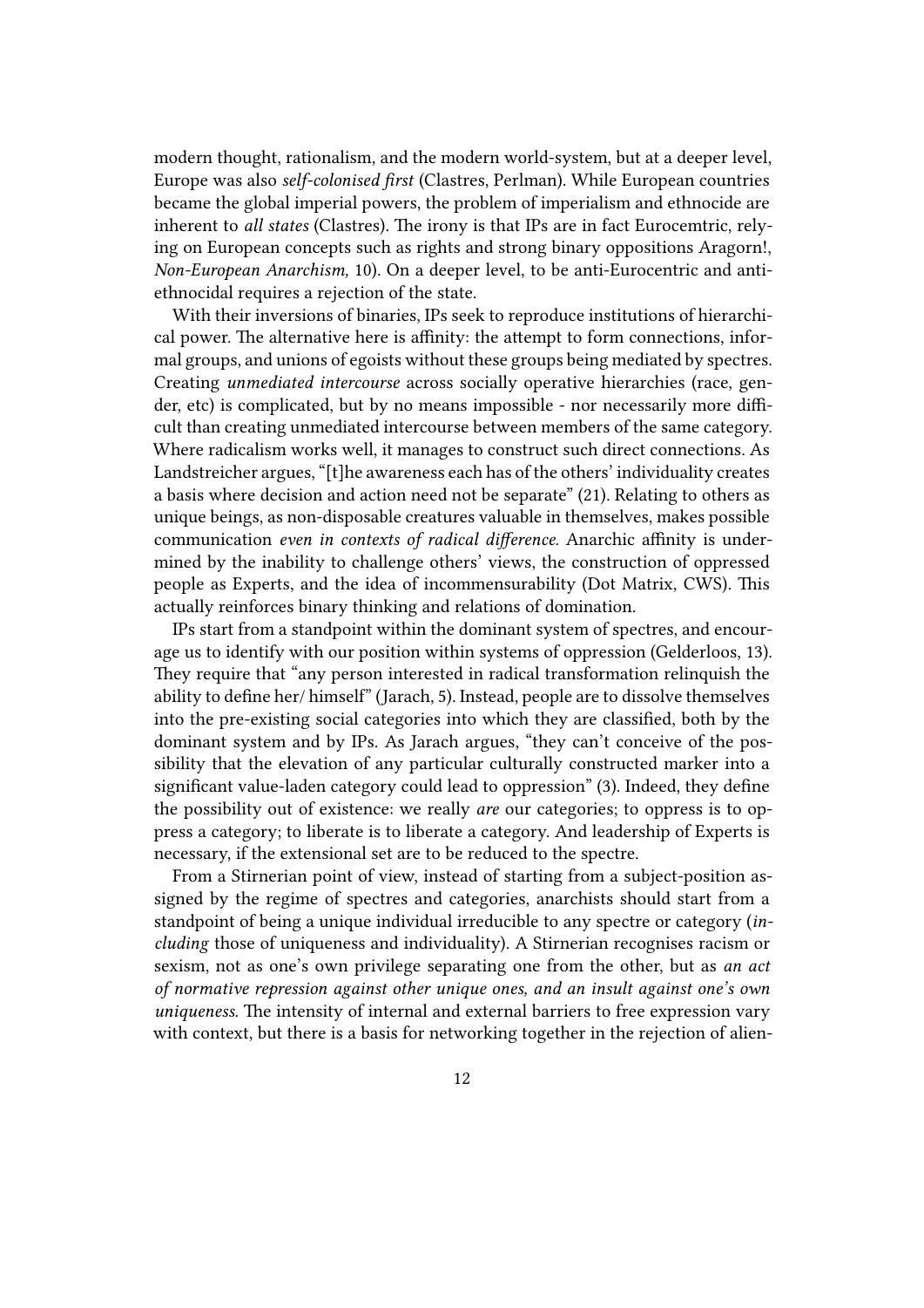modern thought, rationalism, and the modern world-system, but at a deeper level, Europe was also *self-colonised first* (Clastres, Perlman). While European countries became the global imperial powers, the problem of imperialism and ethnocide are inherent to *all states* (Clastres). The irony is that IPs are in fact Eurocemtric, relying on European concepts such as rights and strong binary oppositions Aragorn!, *Non-European Anarchism,* 10). On a deeper level, to be anti-Eurocentric and anti-ethnocidal requires a rejection of the state.

With their inversions of binaries, IPs seek to reproduce institutions of hierarchical power. The alternative here is affinity: the attempt to form connections, informal groups, and unions of egoists without these groups being mediated by spectres. Creating *unmediated intercourse* across socially operative hierarchies (race, gender, etc) is complicated, but by no means impossible - nor necessarily more difficult than creating unmediated intercourse between members of the same category. Where radicalism works well, it manages to construct such direct connections. As Landstreicher argues, "[t]he awareness each has of the others' individuality creates a basis where decision and action need not be separate" (21). Relating to others as unique beings, as non-disposable creatures valuable in themselves, makes possible communication *even in contexts of radical difference.* Anarchic affinity is undermined by the inability to challenge others' views, the construction of oppressed people as Experts, and the idea of incommensurability (Dot Matrix, CWS). This actually reinforces binary thinking and relations of domination.

IPs start from a standpoint within the dominant system of spectres, and encourage us to identify with our position within systems of oppression (Gelderloos, 13). They require that "any person interested in radical transformation relinquish the ability to define her/ himself" (Jarach, 5). Instead, people are to dissolve themselves into the pre-existing social categories into which they are classified, both by the dominant system and by IPs. As Jarach argues, "they can't conceive of the possibility that the elevation of any particular culturally constructed marker into a significant value-laden category could lead to oppression" (3). Indeed, they define the possibility out of existence: we really *are* our categories; to oppress is to oppress a category; to liberate is to liberate a category. And leadership of Experts is necessary, if the extensional set are to be reduced to the spectre.

From a Stirnerian point of view, instead of starting from a subject-position assigned by the regime of spectres and categories, anarchists should start from a standpoint of being a unique individual irreducible to any spectre or category (*including* those of uniqueness and individuality). A Stirnerian recognises racism or sexism, not as one's own privilege separating one from the other, but as *an act of normative repression against other unique ones, and an insult against one's own uniqueness.* The intensity of internal and external barriers to free expression vary with context, but there is a basis for networking together in the rejection of alien-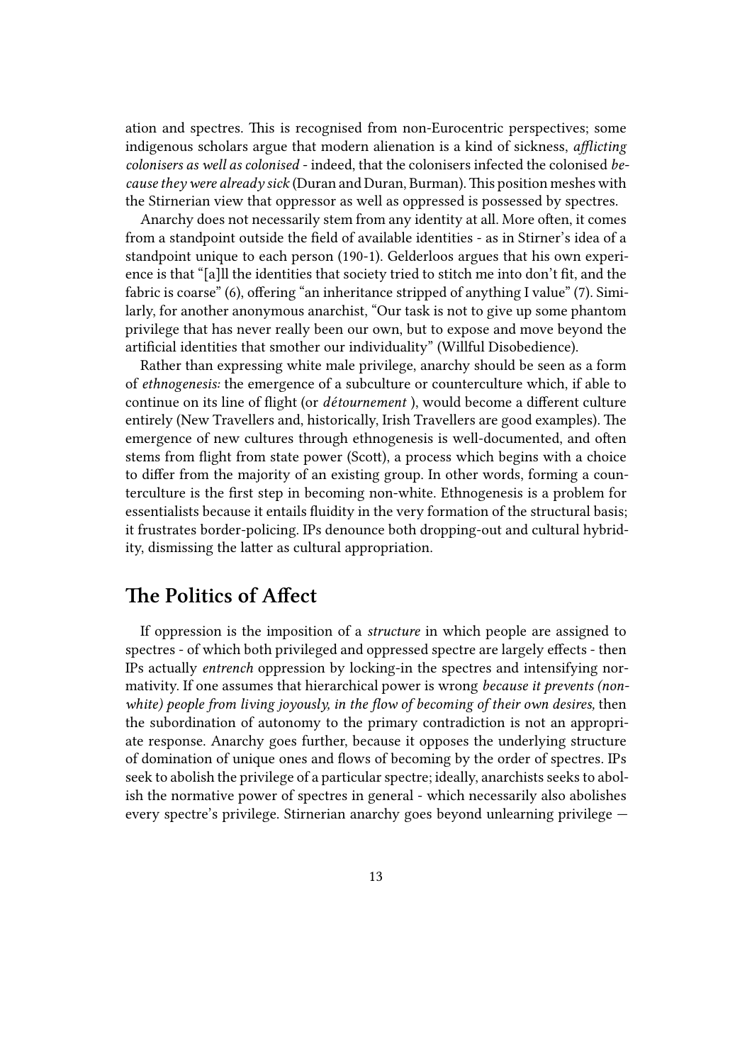ation and spectres. This is recognised from non-Eurocentric perspectives; some indigenous scholars argue that modern alienation is a kind of sickness, *afflicting colonisers as well as colonised* - indeed, that the colonisers infected the colonised *because they were already sick* (Duran and Duran, Burman). This position meshes with the Stirnerian view that oppressor as well as oppressed is possessed by spectres.

Anarchy does not necessarily stem from any identity at all. More often, it comes from a standpoint outside the field of available identities - as in Stirner's idea of a standpoint unique to each person (190-1). Gelderloos argues that his own experience is that "[a]ll the identities that society tried to stitch me into don't fit, and the fabric is coarse" (6), offering "an inheritance stripped of anything I value" (7). Similarly, for another anonymous anarchist, "Our task is not to give up some phantom privilege that has never really been our own, but to expose and move beyond the artificial identities that smother our individuality" (Willful Disobedience).

Rather than expressing white male privilege, anarchy should be seen as a form of *ethnogenesis:* the emergence of a subculture or counterculture which, if able to continue on its line of flight (or *détournement* ), would become a different culture entirely (New Travellers and, historically, Irish Travellers are good examples). The emergence of new cultures through ethnogenesis is well-documented, and often stems from flight from state power (Scott), a process which begins with a choice to differ from the majority of an existing group. In other words, forming a counterculture is the first step in becoming non-white. Ethnogenesis is a problem for essentialists because it entails fluidity in the very formation of the structural basis; it frustrates border-policing. IPs denounce both dropping-out and cultural hybridity, dismissing the latter as cultural appropriation.

## The Politics of Affect

If oppression is the imposition of a *structure* in which people are assigned to spectres - of which both privileged and oppressed spectre are largely effects - then IPs actually *entrench* oppression by locking-in the spectres and intensifying normativity. If one assumes that hierarchical power is wrong *because it prevents (non-white) people from living joyously, in the flow of becoming of their own desires,* then the subordination of autonomy to the primary contradiction is not an appropriate response. Anarchy goes further, because it opposes the underlying structure of domination of unique ones and flows of becoming by the order of spectres. IPs seek to abolish the privilege of a particular spectre; ideally, anarchists seeks to abolish the normative power of spectres in general - which necessarily also abolishes every spectre's privilege. Stirnerian anarchy goes beyond unlearning privilege —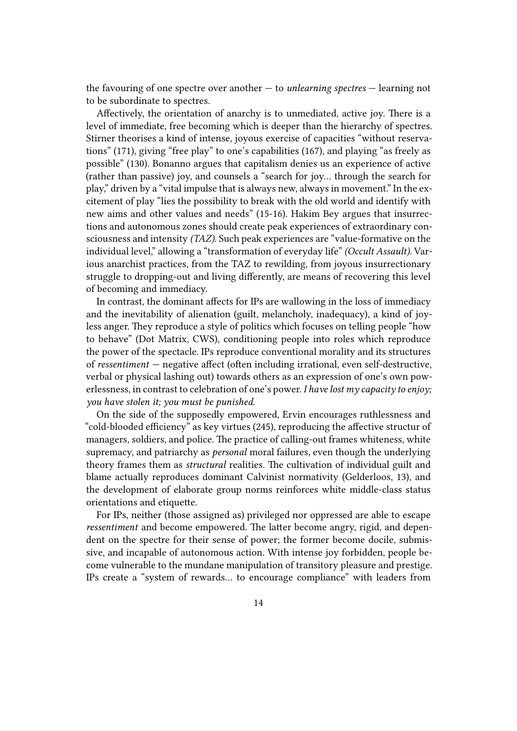the favouring of one spectre over another — to *unlearning spectres* — learning not to be subordinate to spectres.

Affectively, the orientation of anarchy is to unmediated, active joy. There is a level of immediate, free becoming which is deeper than the hierarchy of spectres. Stirner theorises a kind of intense, joyous exercise of capacities "without reservations" (171), giving "free play" to one's capabilities (167), and playing "as freely as possible" (130). Bonanno argues that capitalism denies us an experience of active (rather than passive) joy, and counsels a "search for joy… through the search for play," driven by a "vital impulse that is always new, always in movement." In the excitement of play "lies the possibility to break with the old world and identify with new aims and other values and needs" (15-16). Hakim Bey argues that insurrections and autonomous zones should create peak experiences of extraordinary consciousness and intensity *(TAZ).* Such peak experiences are "value-formative on the individual level," allowing a "transformation of everyday life" *(Occult Assault).* Various anarchist practices, from the TAZ to rewilding, from joyous insurrectionary struggle to dropping-out and living differently, are means of recovering this level of becoming and immediacy.

In contrast, the dominant affects for IPs are wallowing in the loss of immediacy and the inevitability of alienation (guilt, melancholy, inadequacy), a kind of joyless anger. They reproduce a style of politics which focuses on telling people "how to behave" (Dot Matrix, CWS), conditioning people into roles which reproduce the power of the spectacle. IPs reproduce conventional morality and its structures of *ressentiment* — negative affect (often including irrational, even self-destructive, verbal or physical lashing out) towards others as an expression of one's own powerlessness, in contrast to celebration of one's power. *I have lost my capacity to enjoy; you have stolen it; you must be punished.*

On the side of the supposedly empowered, Ervin encourages ruthlessness and "cold-blooded efficiency" as key virtues (245), reproducing the affective structur of managers, soldiers, and police. The practice of calling-out frames whiteness, white supremacy, and patriarchy as *personal* moral failures, even though the underlying theory frames them as *structural* realities. The cultivation of individual guilt and blame actually reproduces dominant Calvinist normativity (Gelderloos, 13), and the development of elaborate group norms reinforces white middle-class status orientations and etiquette.

For IPs, neither (those assigned as) privileged nor oppressed are able to escape *ressentiment* and become empowered. The latter become angry, rigid, and dependent on the spectre for their sense of power; the former become docile, submissive, and incapable of autonomous action. With intense joy forbidden, people become vulnerable to the mundane manipulation of transitory pleasure and prestige. IPs create a "system of rewards… to encourage compliance" with leaders from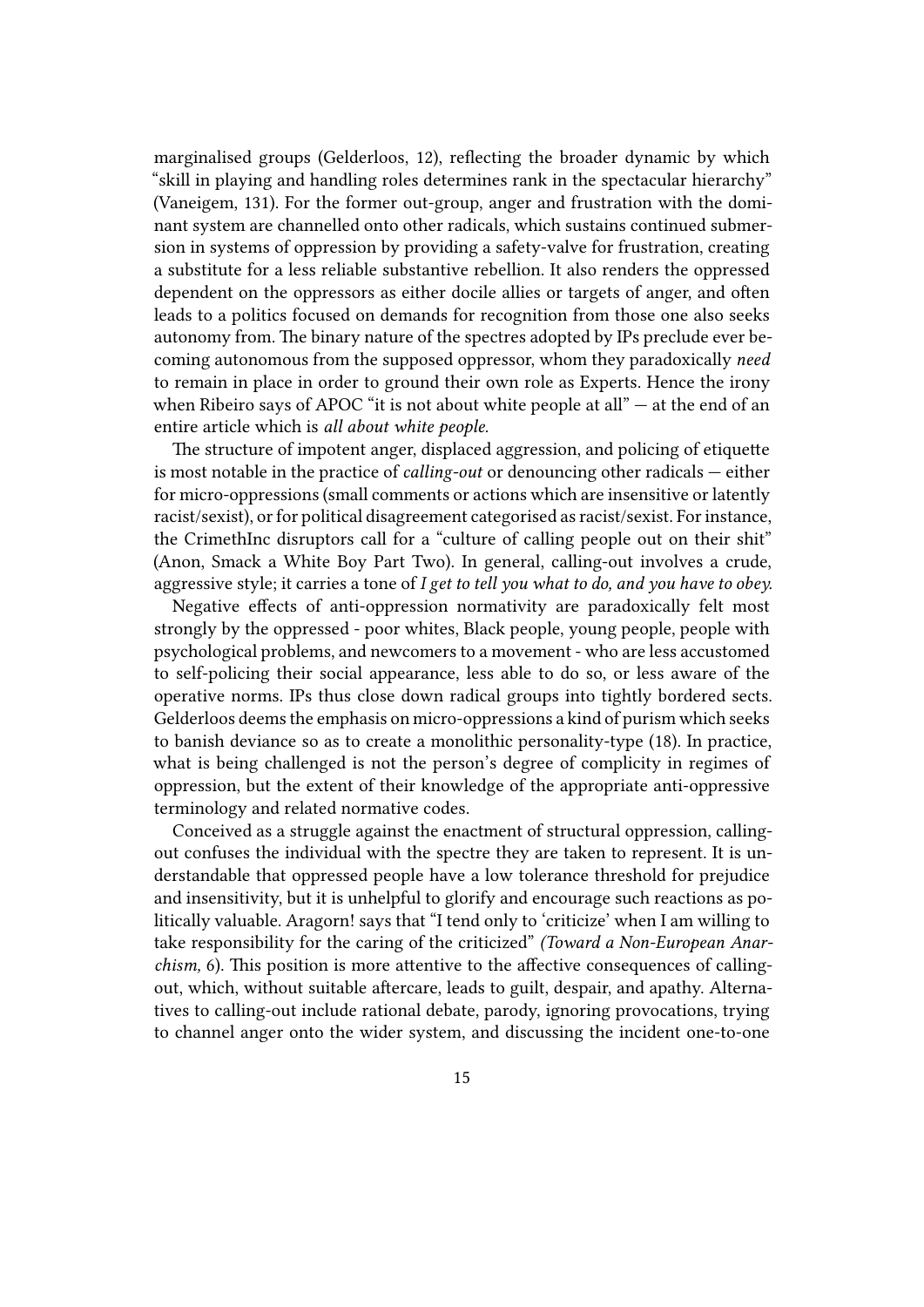marginalised groups (Gelderloos, 12), reflecting the broader dynamic by which "skill in playing and handling roles determines rank in the spectacular hierarchy" (Vaneigem, 131). For the former out-group, anger and frustration with the dominant system are channelled onto other radicals, which sustains continued submersion in systems of oppression by providing a safety-valve for frustration, creating a substitute for a less reliable substantive rebellion. It also renders the oppressed dependent on the oppressors as either docile allies or targets of anger, and often leads to a politics focused on demands for recognition from those one also seeks autonomy from. The binary nature of the spectres adopted by IPs preclude ever becoming autonomous from the supposed oppressor, whom they paradoxically *need* to remain in place in order to ground their own role as Experts. Hence the irony when Ribeiro says of APOC "it is not about white people at all" — at the end of an entire article which is *all about white people.*

The structure of impotent anger, displaced aggression, and policing of etiquette is most notable in the practice of *calling-out* or denouncing other radicals — either for micro-oppressions (small comments or actions which are insensitive or latently racist/sexist), or for political disagreement categorised as racist/sexist. For instance, the CrimethInc disruptors call for a "culture of calling people out on their shit" (Anon, Smack a White Boy Part Two). In general, calling-out involves a crude, aggressive style; it carries a tone of *I get to tell you what to do, and you have to obey.*

Negative effects of anti-oppression normativity are paradoxically felt most strongly by the oppressed - poor whites, Black people, young people, people with psychological problems, and newcomers to a movement - who are less accustomed to self-policing their social appearance, less able to do so, or less aware of the operative norms. IPs thus close down radical groups into tightly bordered sects. Gelderloos deems the emphasis on micro-oppressions a kind of purism which seeks to banish deviance so as to create a monolithic personality-type (18). In practice, what is being challenged is not the person's degree of complicity in regimes of oppression, but the extent of their knowledge of the appropriate anti-oppressive terminology and related normative codes.

Conceived as a struggle against the enactment of structural oppression, calling-out confuses the individual with the spectre they are taken to represent. It is understandable that oppressed people have a low tolerance threshold for prejudice and insensitivity, but it is unhelpful to glorify and encourage such reactions as politically valuable. Aragorn! says that "I tend only to 'criticize' when I am willing to take responsibility for the caring of the criticized" *(Toward a Non-European Anarchism,* 6). This position is more attentive to the affective consequences of calling-out, which, without suitable aftercare, leads to guilt, despair, and apathy. Alternatives to calling-out include rational debate, parody, ignoring provocations, trying to channel anger onto the wider system, and discussing the incident one-to-one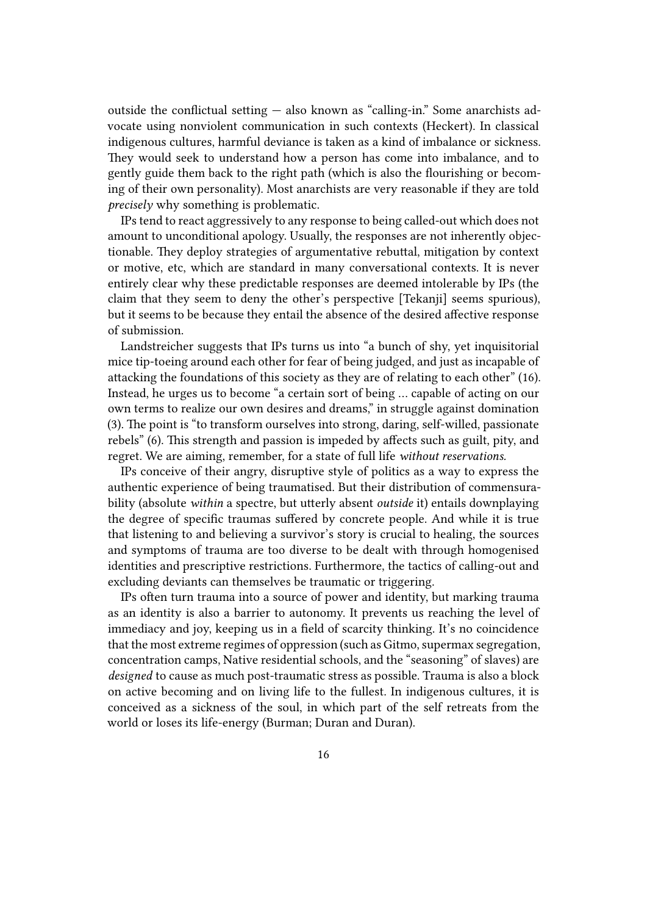outside the conflictual setting — also known as "calling-in." Some anarchists advocate using nonviolent communication in such contexts (Heckert). In classical indigenous cultures, harmful deviance is taken as a kind of imbalance or sickness. They would seek to understand how a person has come into imbalance, and to gently guide them back to the right path (which is also the flourishing or becoming of their own personality). Most anarchists are very reasonable if they are told *precisely* why something is problematic.

IPs tend to react aggressively to any response to being called-out which does not amount to unconditional apology. Usually, the responses are not inherently objectionable. They deploy strategies of argumentative rebuttal, mitigation by context or motive, etc, which are standard in many conversational contexts. It is never entirely clear why these predictable responses are deemed intolerable by IPs (the claim that they seem to deny the other's perspective [Tekanji] seems spurious), but it seems to be because they entail the absence of the desired affective response of submission.

Landstreicher suggests that IPs turns us into "a bunch of shy, yet inquisitorial mice tip-toeing around each other for fear of being judged, and just as incapable of attacking the foundations of this society as they are of relating to each other" (16). Instead, he urges us to become "a certain sort of being … capable of acting on our own terms to realize our own desires and dreams," in struggle against domination (3). The point is "to transform ourselves into strong, daring, self-willed, passionate rebels" (6). This strength and passion is impeded by affects such as guilt, pity, and regret. We are aiming, remember, for a state of full life *without reservations.*

IPs conceive of their angry, disruptive style of politics as a way to express the authentic experience of being traumatised. But their distribution of commensurability (absolute *within* a spectre, but utterly absent *outside* it) entails downplaying the degree of specific traumas suffered by concrete people. And while it is true that listening to and believing a survivor's story is crucial to healing, the sources and symptoms of trauma are too diverse to be dealt with through homogenised identities and prescriptive restrictions. Furthermore, the tactics of calling-out and excluding deviants can themselves be traumatic or triggering.

IPs often turn trauma into a source of power and identity, but marking trauma as an identity is also a barrier to autonomy. It prevents us reaching the level of immediacy and joy, keeping us in a field of scarcity thinking. It's no coincidence that the most extreme regimes of oppression (such as Gitmo, supermax segregation, concentration camps, Native residential schools, and the "seasoning" of slaves) are *designed* to cause as much post-traumatic stress as possible. Trauma is also a block on active becoming and on living life to the fullest. In indigenous cultures, it is conceived as a sickness of the soul, in which part of the self retreats from the world or loses its life-energy (Burman; Duran and Duran).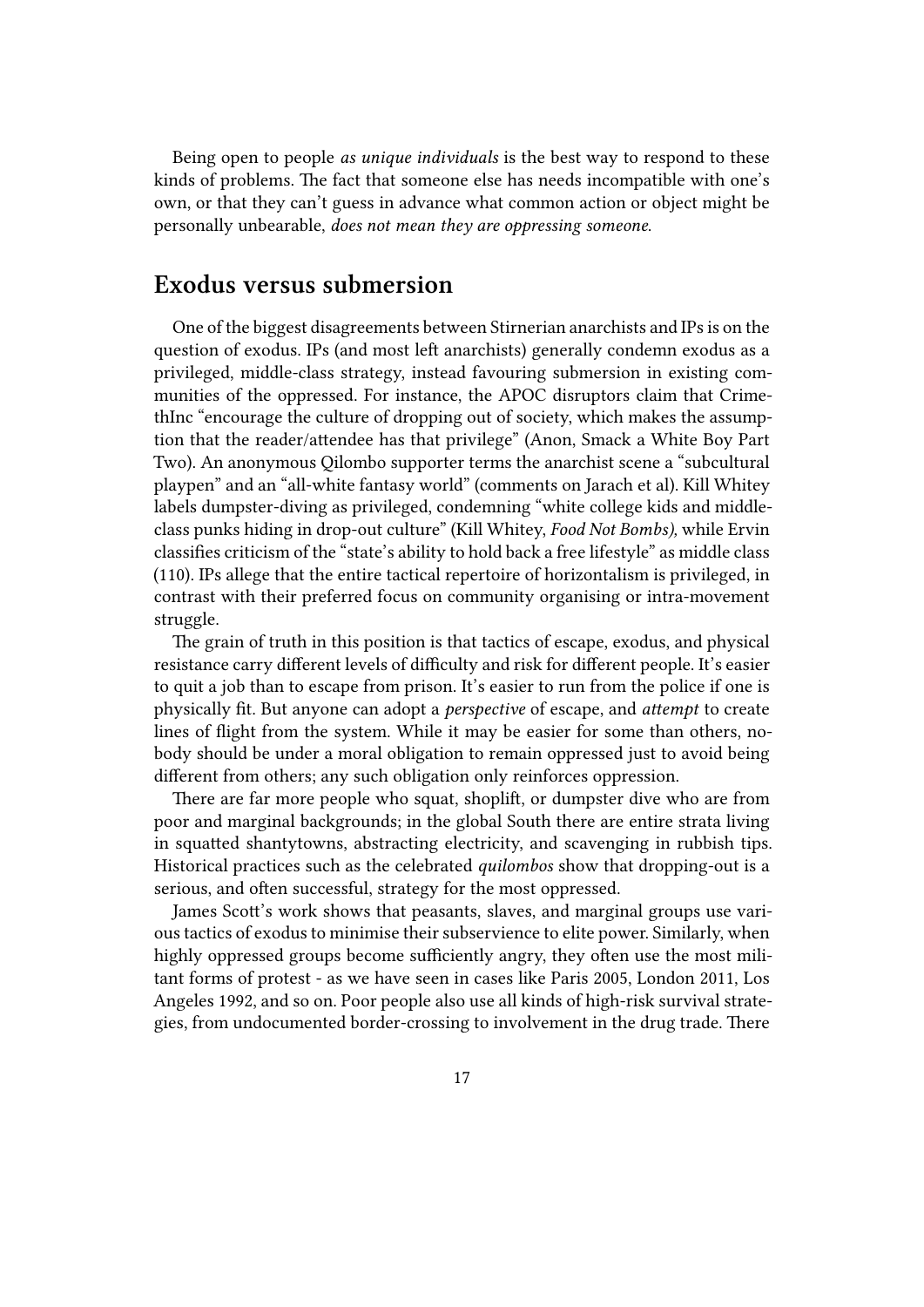Being open to people *as unique individuals* is the best way to respond to these kinds of problems. The fact that someone else has needs incompatible with one's own, or that they can't guess in advance what common action or object might be personally unbearable, *does not mean they are oppressing someone*.

## Exodus versus submersion

One of the biggest disagreements between Stirnerian anarchists and IPs is on the question of exodus. IPs (and most left anarchists) generally condemn exodus as a privileged, middle-class strategy, instead favouring submersion in existing communities of the oppressed. For instance, the APOC disruptors claim that CrimethInc "encourage the culture of dropping out of society, which makes the assumption that the reader/attendee has that privilege" (Anon, Smack a White Boy Part Two). An anonymous Qilombo supporter terms the anarchist scene a "subcultural playpen" and an "all-white fantasy world" (comments on Jarach et al). Kill Whitey labels dumpster-diving as privileged, condemning "white college kids and middle-class punks hiding in drop-out culture" (Kill Whitey, *Food Not Bombs),* while Ervin classifies criticism of the "state's ability to hold back a free lifestyle" as middle class (110). IPs allege that the entire tactical repertoire of horizontalism is privileged, in contrast with their preferred focus on community organising or intra-movement struggle.

The grain of truth in this position is that tactics of escape, exodus, and physical resistance carry different levels of difficulty and risk for different people. It's easier to quit a job than to escape from prison. It's easier to run from the police if one is physically fit. But anyone can adopt a *perspective* of escape, and *attempt* to create lines of flight from the system. While it may be easier for some than others, nobody should be under a moral obligation to remain oppressed just to avoid being different from others; any such obligation only reinforces oppression.

There are far more people who squat, shoplift, or dumpster dive who are from poor and marginal backgrounds; in the global South there are entire strata living in squatted shantytowns, abstracting electricity, and scavenging in rubbish tips. Historical practices such as the celebrated *quilombos* show that dropping-out is a serious, and often successful, strategy for the most oppressed.

James Scott's work shows that peasants, slaves, and marginal groups use various tactics of exodus to minimise their subservience to elite power. Similarly, when highly oppressed groups become sufficiently angry, they often use the most militant forms of protest - as we have seen in cases like Paris 2005, London 2011, Los Angeles 1992, and so on. Poor people also use all kinds of high-risk survival strategies, from undocumented border-crossing to involvement in the drug trade. There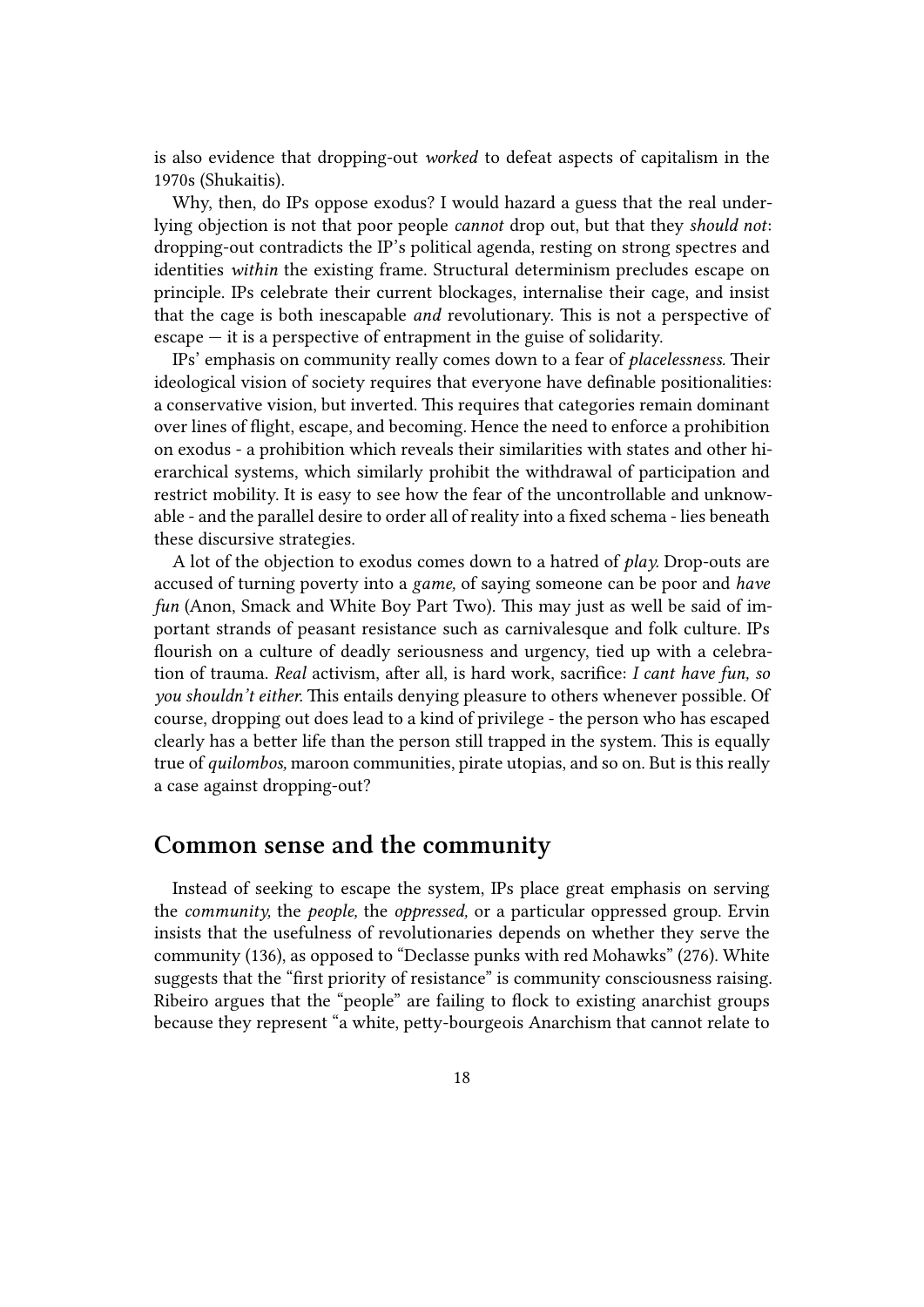is also evidence that dropping-out *worked* to defeat aspects of capitalism in the 1970s (Shukaitis).

Why, then, do IPs oppose exodus? I would hazard a guess that the real underlying objection is not that poor people *cannot* drop out, but that they *should not*: dropping-out contradicts the IP's political agenda, resting on strong spectres and identities *within* the existing frame. Structural determinism precludes escape on principle. IPs celebrate their current blockages, internalise their cage, and insist that the cage is both inescapable *and* revolutionary. This is not a perspective of escape — it is a perspective of entrapment in the guise of solidarity.

IPs' emphasis on community really comes down to a fear of *placelessness.* Their ideological vision of society requires that everyone have definable positionalities: a conservative vision, but inverted. This requires that categories remain dominant over lines of flight, escape, and becoming. Hence the need to enforce a prohibition on exodus - a prohibition which reveals their similarities with states and other hierarchical systems, which similarly prohibit the withdrawal of participation and restrict mobility. It is easy to see how the fear of the uncontrollable and unknowable - and the parallel desire to order all of reality into a fixed schema - lies beneath these discursive strategies.

A lot of the objection to exodus comes down to a hatred of *play.* Drop-outs are accused of turning poverty into a *game,* of saying someone can be poor and *have fun* (Anon, Smack and White Boy Part Two). This may just as well be said of important strands of peasant resistance such as carnivalesque and folk culture. IPs flourish on a culture of deadly seriousness and urgency, tied up with a celebration of trauma. *Real* activism, after all, is hard work, sacrifice: *I cant have fun, so you shouldn't either.* This entails denying pleasure to others whenever possible. Of course, dropping out does lead to a kind of privilege - the person who has escaped clearly has a better life than the person still trapped in the system. This is equally true of *quilombos,* maroon communities, pirate utopias, and so on. But is this really a case against dropping-out?

## Common sense and the community

Instead of seeking to escape the system, IPs place great emphasis on serving the *community,* the *people,* the *oppressed,* or a particular oppressed group. Ervin insists that the usefulness of revolutionaries depends on whether they serve the community (136), as opposed to "Declasse punks with red Mohawks" (276). White suggests that the "first priority of resistance" is community consciousness raising. Ribeiro argues that the "people" are failing to flock to existing anarchist groups because they represent "a white, petty-bourgeois Anarchism that cannot relate to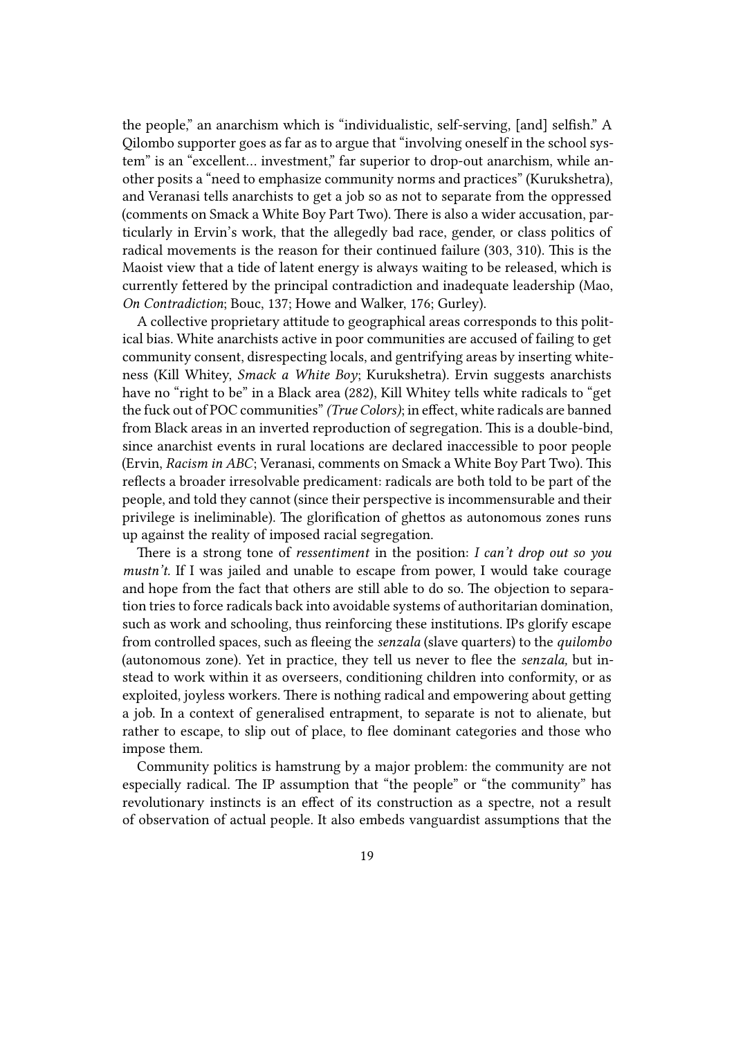the people," an anarchism which is "individualistic, self-serving, [and] selfish." A Qilombo supporter goes as far as to argue that "involving oneself in the school system" is an "excellent… investment," far superior to drop-out anarchism, while another posits a "need to emphasize community norms and practices" (Kurukshetra), and Veranasi tells anarchists to get a job so as not to separate from the oppressed (comments on Smack a White Boy Part Two). There is also a wider accusation, particularly in Ervin's work, that the allegedly bad race, gender, or class politics of radical movements is the reason for their continued failure (303, 310). This is the Maoist view that a tide of latent energy is always waiting to be released, which is currently fettered by the principal contradiction and inadequate leadership (Mao, *On Contradiction*; Bouc, 137; Howe and Walker, 176; Gurley).

A collective proprietary attitude to geographical areas corresponds to this political bias. White anarchists active in poor communities are accused of failing to get community consent, disrespecting locals, and gentrifying areas by inserting whiteness (Kill Whitey, *Smack a White Boy*; Kurukshetra). Ervin suggests anarchists have no "right to be" in a Black area (282), Kill Whitey tells white radicals to "get the fuck out of POC communities" *(True Colors)*; in effect, white radicals are banned from Black areas in an inverted reproduction of segregation. This is a double-bind, since anarchist events in rural locations are declared inaccessible to poor people (Ervin, *Racism in ABC*; Veranasi, comments on Smack a White Boy Part Two). This reflects a broader irresolvable predicament: radicals are both told to be part of the people, and told they cannot (since their perspective is incommensurable and their privilege is ineliminable). The glorification of ghettos as autonomous zones runs up against the reality of imposed racial segregation.

There is a strong tone of *ressentiment* in the position: *I can't drop out so you mustn't.* If I was jailed and unable to escape from power, I would take courage and hope from the fact that others are still able to do so. The objection to separation tries to force radicals back into avoidable systems of authoritarian domination, such as work and schooling, thus reinforcing these institutions. IPs glorify escape from controlled spaces, such as fleeing the *senzala* (slave quarters) to the *quilombo* (autonomous zone). Yet in practice, they tell us never to flee the *senzala,* but instead to work within it as overseers, conditioning children into conformity, or as exploited, joyless workers. There is nothing radical and empowering about getting a job. In a context of generalised entrapment, to separate is not to alienate, but rather to escape, to slip out of place, to flee dominant categories and those who impose them.

Community politics is hamstrung by a major problem: the community are not especially radical. The IP assumption that "the people" or "the community" has revolutionary instincts is an effect of its construction as a spectre, not a result of observation of actual people. It also embeds vanguardist assumptions that the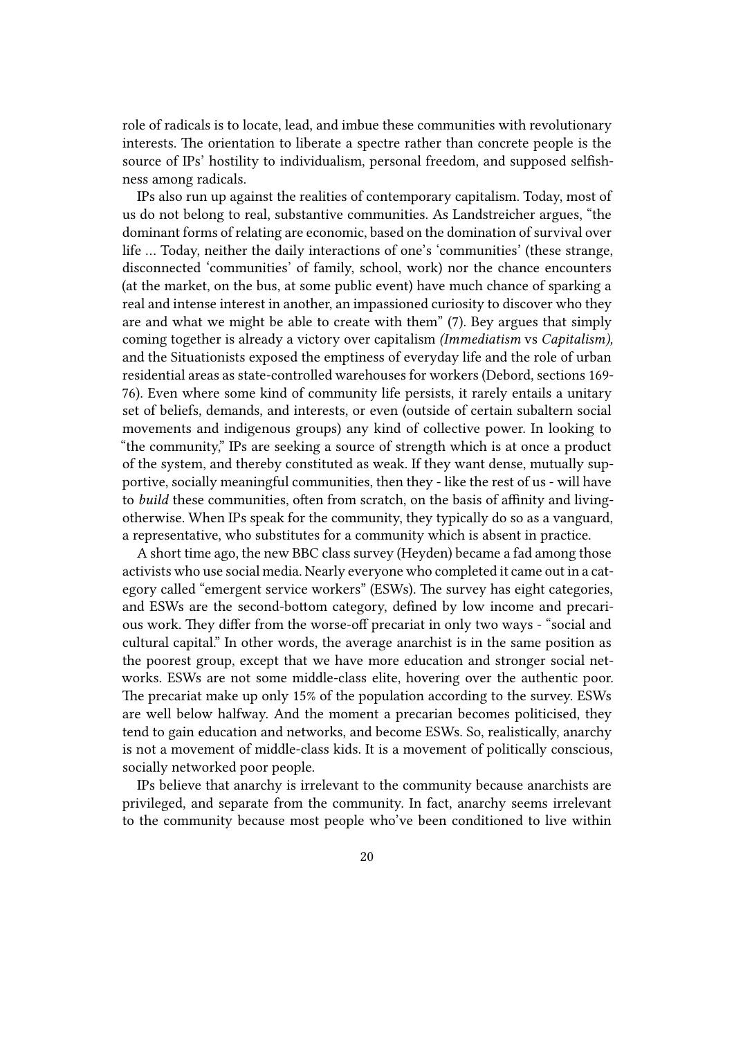role of radicals is to locate, lead, and imbue these communities with revolutionary interests. The orientation to liberate a spectre rather than concrete people is the source of IPs' hostility to individualism, personal freedom, and supposed selfishness among radicals.

IPs also run up against the realities of contemporary capitalism. Today, most of us do not belong to real, substantive communities. As Landstreicher argues, "the dominant forms of relating are economic, based on the domination of survival over life … Today, neither the daily interactions of one's 'communities' (these strange, disconnected 'communities' of family, school, work) nor the chance encounters (at the market, on the bus, at some public event) have much chance of sparking a real and intense interest in another, an impassioned curiosity to discover who they are and what we might be able to create with them" (7). Bey argues that simply coming together is already a victory over capitalism *(Immediatism* vs *Capitalism),* and the Situationists exposed the emptiness of everyday life and the role of urban residential areas as state-controlled warehouses for workers (Debord, sections 169-76). Even where some kind of community life persists, it rarely entails a unitary set of beliefs, demands, and interests, or even (outside of certain subaltern social movements and indigenous groups) any kind of collective power. In looking to "the community," IPs are seeking a source of strength which is at once a product of the system, and thereby constituted as weak. If they want dense, mutually supportive, socially meaningful communities, then they - like the rest of us - will have to *build* these communities, often from scratch, on the basis of affinity and living-otherwise. When IPs speak for the community, they typically do so as a vanguard, a representative, who substitutes for a community which is absent in practice.

A short time ago, the new BBC class survey (Heyden) became a fad among those activists who use social media. Nearly everyone who completed it came out in a category called "emergent service workers" (ESWs). The survey has eight categories, and ESWs are the second-bottom category, defined by low income and precarious work. They differ from the worse-off precariat in only two ways - "social and cultural capital." In other words, the average anarchist is in the same position as the poorest group, except that we have more education and stronger social networks. ESWs are not some middle-class elite, hovering over the authentic poor. The precariat make up only 15% of the population according to the survey. ESWs are well below halfway. And the moment a precarian becomes politicised, they tend to gain education and networks, and become ESWs. So, realistically, anarchy is not a movement of middle-class kids. It is a movement of politically conscious, socially networked poor people.

IPs believe that anarchy is irrelevant to the community because anarchists are privileged, and separate from the community. In fact, anarchy seems irrelevant to the community because most people who've been conditioned to live within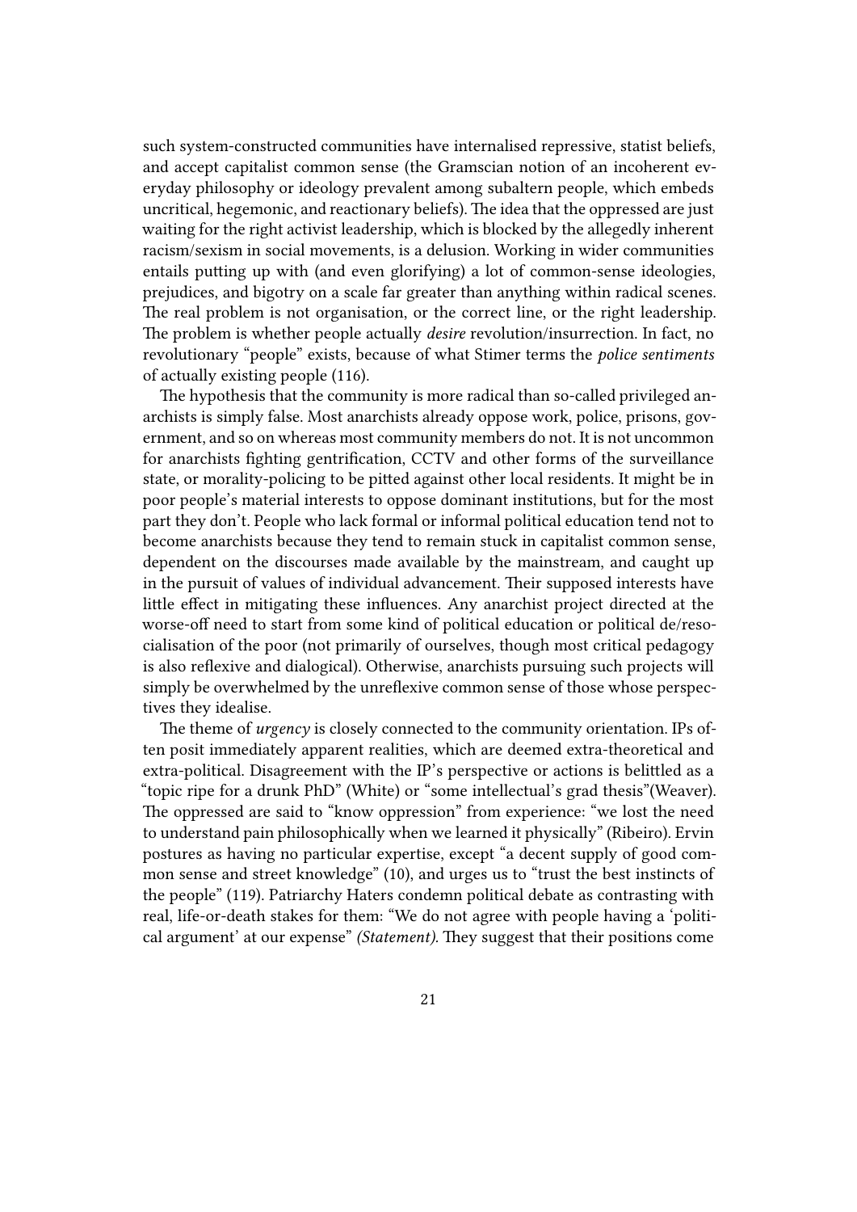such system-constructed communities have internalised repressive, statist beliefs, and accept capitalist common sense (the Gramscian notion of an incoherent everyday philosophy or ideology prevalent among subaltern people, which embeds uncritical, hegemonic, and reactionary beliefs). The idea that the oppressed are just waiting for the right activist leadership, which is blocked by the allegedly inherent racism/sexism in social movements, is a delusion. Working in wider communities entails putting up with (and even glorifying) a lot of common-sense ideologies, prejudices, and bigotry on a scale far greater than anything within radical scenes. The real problem is not organisation, or the correct line, or the right leadership. The problem is whether people actually *desire* revolution/insurrection. In fact, no revolutionary "people" exists, because of what Stirner terms the *police sentiments* of actually existing people (116).

The hypothesis that the community is more radical than so-called privileged anarchists is simply false. Most anarchists already oppose work, police, prisons, government, and so on whereas most community members do not. It is not uncommon for anarchists fighting gentrification, CCTV and other forms of the surveillance state, or morality-policing to be pitted against other local residents. It might be in poor people's material interests to oppose dominant institutions, but for the most part they don't. People who lack formal or informal political education tend not to become anarchists because they tend to remain stuck in capitalist common sense, dependent on the discourses made available by the mainstream, and caught up in the pursuit of values of individual advancement. Their supposed interests have little effect in mitigating these influences. Any anarchist project directed at the worse-off need to start from some kind of political education or political de/resocialisation of the poor (not primarily of ourselves, though most critical pedagogy is also reflexive and dialogical). Otherwise, anarchists pursuing such projects will simply be overwhelmed by the unreflexive common sense of those whose perspectives they idealise.

The theme of *urgency* is closely connected to the community orientation. IPs often posit immediately apparent realities, which are deemed extra-theoretical and extra-political. Disagreement with the IP's perspective or actions is belittled as a "topic ripe for a drunk PhD" (White) or "some intellectual's grad thesis"(Weaver). The oppressed are said to "know oppression" from experience: "we lost the need to understand pain philosophically when we learned it physically" (Ribeiro). Ervin postures as having no particular expertise, except "a decent supply of good common sense and street knowledge" (10), and urges us to "trust the best instincts of the people" (119). Patriarchy Haters condemn political debate as contrasting with real, life-or-death stakes for them: "We do not agree with people having a 'political argument' at our expense" *(Statement)*. They suggest that their positions come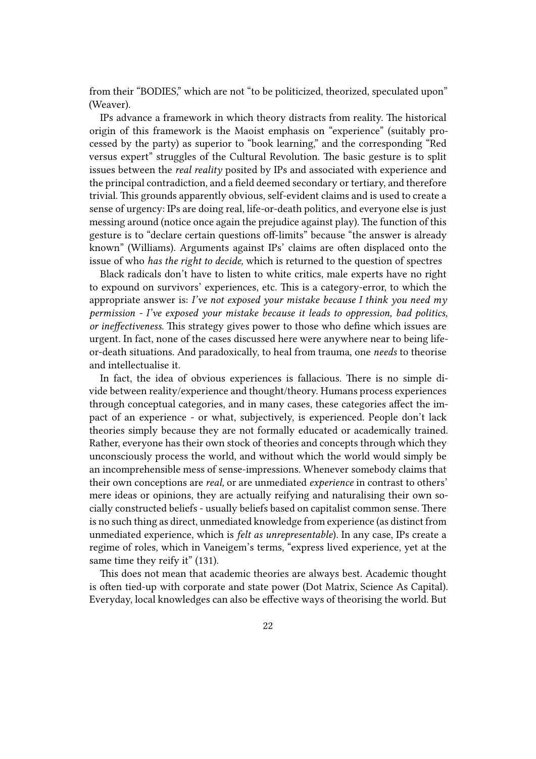from their "BODIES," which are not "to be politicized, theorized, speculated upon" (Weaver).

IPs advance a framework in which theory distracts from reality. The historical origin of this framework is the Maoist emphasis on "experience" (suitably processed by the party) as superior to "book learning," and the corresponding "Red versus expert" struggles of the Cultural Revolution. The basic gesture is to split issues between the *real reality* posited by IPs and associated with experience and the principal contradiction, and a field deemed secondary or tertiary, and therefore trivial. This grounds apparently obvious, self-evident claims and is used to create a sense of urgency: IPs are doing real, life-or-death politics, and everyone else is just messing around (notice once again the prejudice against play). The function of this gesture is to "declare certain questions off-limits" because "the answer is already known" (Williams). Arguments against IPs' claims are often displaced onto the issue of who *has the right to decide,* which is returned to the question of spectres

Black radicals don't have to listen to white critics, male experts have no right to expound on survivors' experiences, etc. This is a category-error, to which the appropriate answer is: *I've not exposed your mistake because I think you need my permission - I've exposed your mistake because it leads to oppression, bad politics, or ineffectiveness.* This strategy gives power to those who define which issues are urgent. In fact, none of the cases discussed here were anywhere near to being life-or-death situations. And paradoxically, to heal from trauma, one *needs* to theorise and intellectualise it.

In fact, the idea of obvious experiences is fallacious. There is no simple divide between reality/experience and thought/theory. Humans process experiences through conceptual categories, and in many cases, these categories affect the impact of an experience - or what, subjectively, is experienced. People don't lack theories simply because they are not formally educated or academically trained. Rather, everyone has their own stock of theories and concepts through which they unconsciously process the world, and without which the world would simply be an incomprehensible mess of sense-impressions. Whenever somebody claims that their own conceptions are *real,* or are unmediated *experience* in contrast to others' mere ideas or opinions, they are actually reifying and naturalising their own socially constructed beliefs - usually beliefs based on capitalist common sense. There is no such thing as direct, unmediated knowledge from experience (as distinct from unmediated experience, which is *felt as unrepresentable*). In any case, IPs create a regime of roles, which in Vaneigem's terms, "express lived experience, yet at the same time they reify it" (131).

This does not mean that academic theories are always best. Academic thought is often tied-up with corporate and state power (Dot Matrix, Science As Capital). Everyday, local knowledges can also be effective ways of theorising the world. But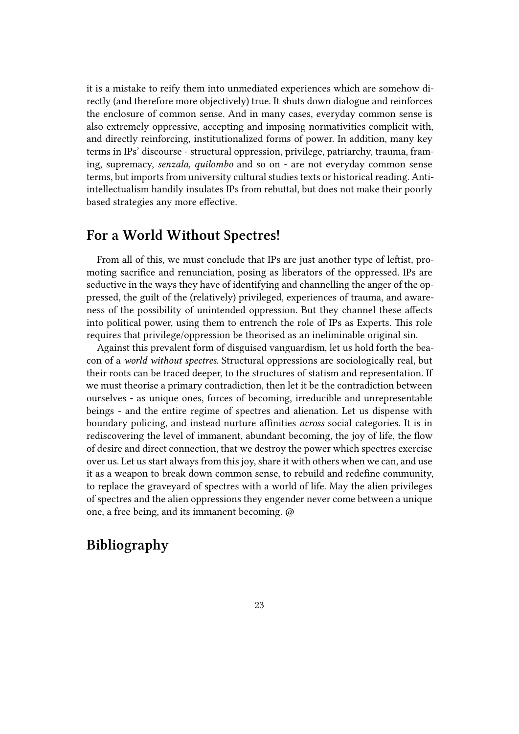it is a mistake to reify them into unmediated experiences which are somehow directly (and therefore more objectively) true. It shuts down dialogue and reinforces the enclosure of common sense. And in many cases, everyday common sense is also extremely oppressive, accepting and imposing normativities complicit with, and directly reinforcing, institutionalized forms of power. In addition, many key terms in IPs' discourse - structural oppression, privilege, patriarchy, trauma, framing, supremacy, *senzala, quilombo* and so on - are not everyday common sense terms, but imports from university cultural studies texts or historical reading. Anti-intellectualism handily insulates IPs from rebuttal, but does not make their poorly based strategies any more effective.

## For a World Without Spectres!

From all of this, we must conclude that IPs are just another type of leftist, promoting sacrifice and renunciation, posing as liberators of the oppressed. IPs are seductive in the ways they have of identifying and channelling the anger of the oppressed, the guilt of the (relatively) privileged, experiences of trauma, and awareness of the possibility of unintended oppression. But they channel these affects into political power, using them to entrench the role of IPs as Experts. This role requires that privilege/oppression be theorised as an ineliminable original sin.

Against this prevalent form of disguised vanguardism, let us hold forth the beacon of a *world without spectres.* Structural oppressions are sociologically real, but their roots can be traced deeper, to the structures of statism and representation. If we must theorise a primary contradiction, then let it be the contradiction between ourselves - as unique ones, forces of becoming, irreducible and unrepresentable beings - and the entire regime of spectres and alienation. Let us dispense with boundary policing, and instead nurture affinities *across* social categories. It is in rediscovering the level of immanent, abundant becoming, the joy of life, the flow of desire and direct connection, that we destroy the power which spectres exercise over us. Let us start always from this joy, share it with others when we can, and use it as a weapon to break down common sense, to rebuild and redefine community, to replace the graveyard of spectres with a world of life. May the alien privileges of spectres and the alien oppressions they engender never come between a unique one, a free being, and its immanent becoming. @

## Bibliography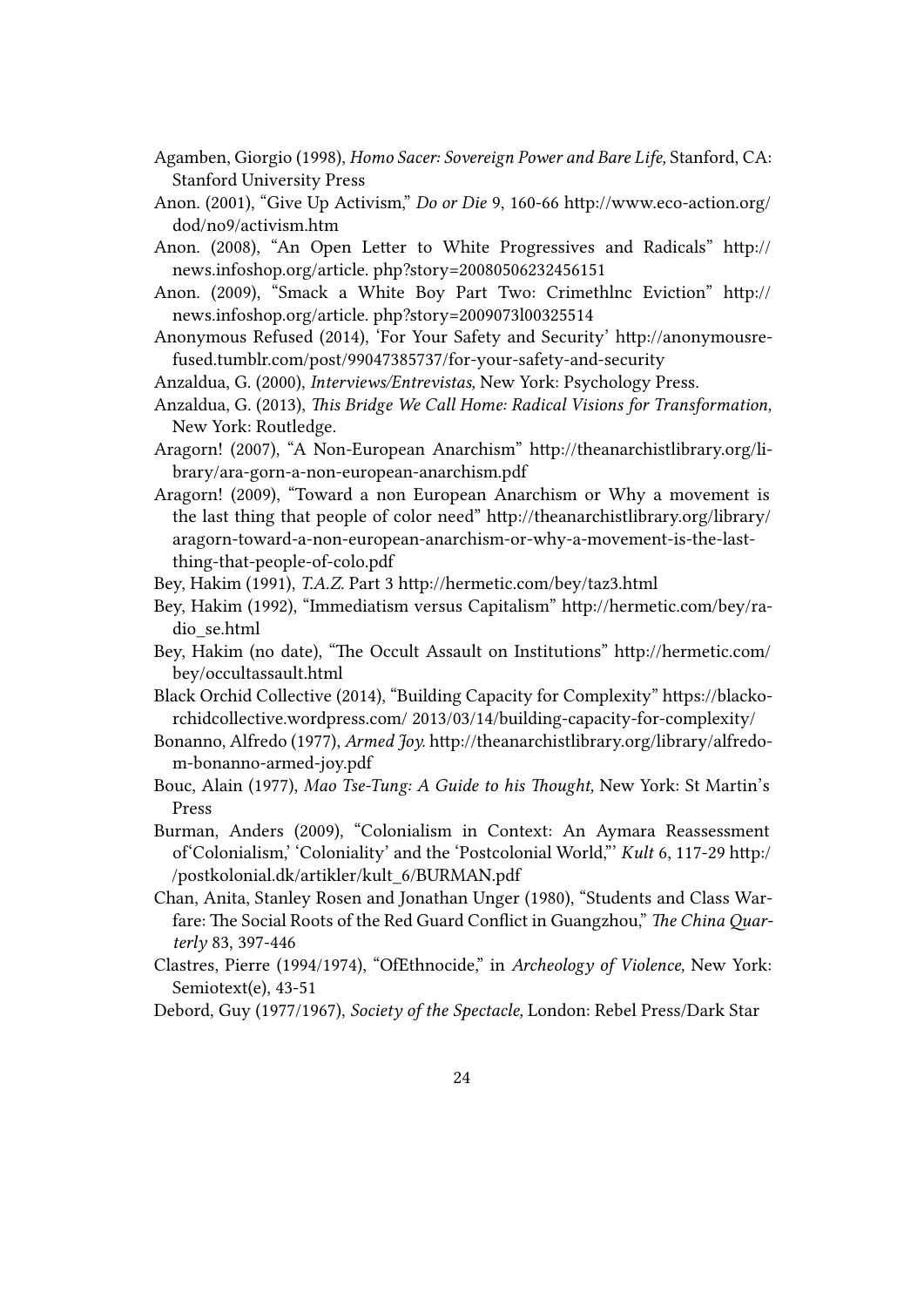Agamben, Giorgio (1998), *Homo Sacer: Sovereign Power and Bare Life,* Stanford, CA: Stanford University Press

Anon. (2001), "Give Up Activism," *Do or Die* 9, 160-66 http://www.eco-action.org/dod/no9/activism.htm

Anon. (2008), "An Open Letter to White Progressives and Radicals" http://news.infoshop.org/article. php?story=20080506232456151

Anon. (2009), "Smack a White Boy Part Two: Crimethlnc Eviction" http://news.infoshop.org/article. php?story=2009073l00325514

Anonymous Refused (2014), 'For Your Safety and Security' http://anonymousrefused.tumblr.com/post/99047385737/for-your-safety-and-security

Anzaldua, G. (2000), *Interviews/Entrevistas,* New York: Psychology Press.

Anzaldua, G. (2013), *This Bridge We Call Home: Radical Visions for Transformation,* New York: Routledge.

Aragorn! (2007), "A Non-European Anarchism" http://theanarchistlibrary.org/library/ara-gorn-a-non-european-anarchism.pdf

Aragorn! (2009), "Toward a non European Anarchism or Why a movement is the last thing that people of color need" http://theanarchistlibrary.org/library/aragorn-toward-a-non-european-anarchism-or-why-a-movement-is-the-last-thing-that-people-of-colo.pdf

Bey, Hakim (1991), *T.A.Z.* Part 3 http://hermetic.com/bey/taz3.html

Bey, Hakim (1992), "Immediatism versus Capitalism" http://hermetic.com/bey/radio_se.html

Bey, Hakim (no date), "The Occult Assault on Institutions" http://hermetic.com/bey/occultassault.html

Black Orchid Collective (2014), "Building Capacity for Complexity" https://blackorchidcollective.wordpress.com/ 2013/03/14/building-capacity-for-complexity/

Bonanno, Alfredo (1977), *Armed Joy.* http://theanarchistlibrary.org/library/alfredo-m-bonanno-armed-joy.pdf

Bouc, Alain (1977), *Mao Tse-Tung: A Guide to his Thought,* New York: St Martin's Press

Burman, Anders (2009), "Colonialism in Context: An Aymara Reassessment of'Colonialism,' 'Coloniality' and the 'Postcolonial World,"' *Kult* 6, 117-29 http://postkolonial.dk/artikler/kult_6/BURMAN.pdf

Chan, Anita, Stanley Rosen and Jonathan Unger (1980), "Students and Class Warfare: The Social Roots of the Red Guard Conflict in Guangzhou," *The China Quarterly* 83, 397-446

Clastres, Pierre (1994/1974), "OfEthnocide," in *Archeology of Violence,* New York: Semiotext(e), 43-51

Debord, Guy (1977/1967), *Society of the Spectacle,* London: Rebel Press/Dark Star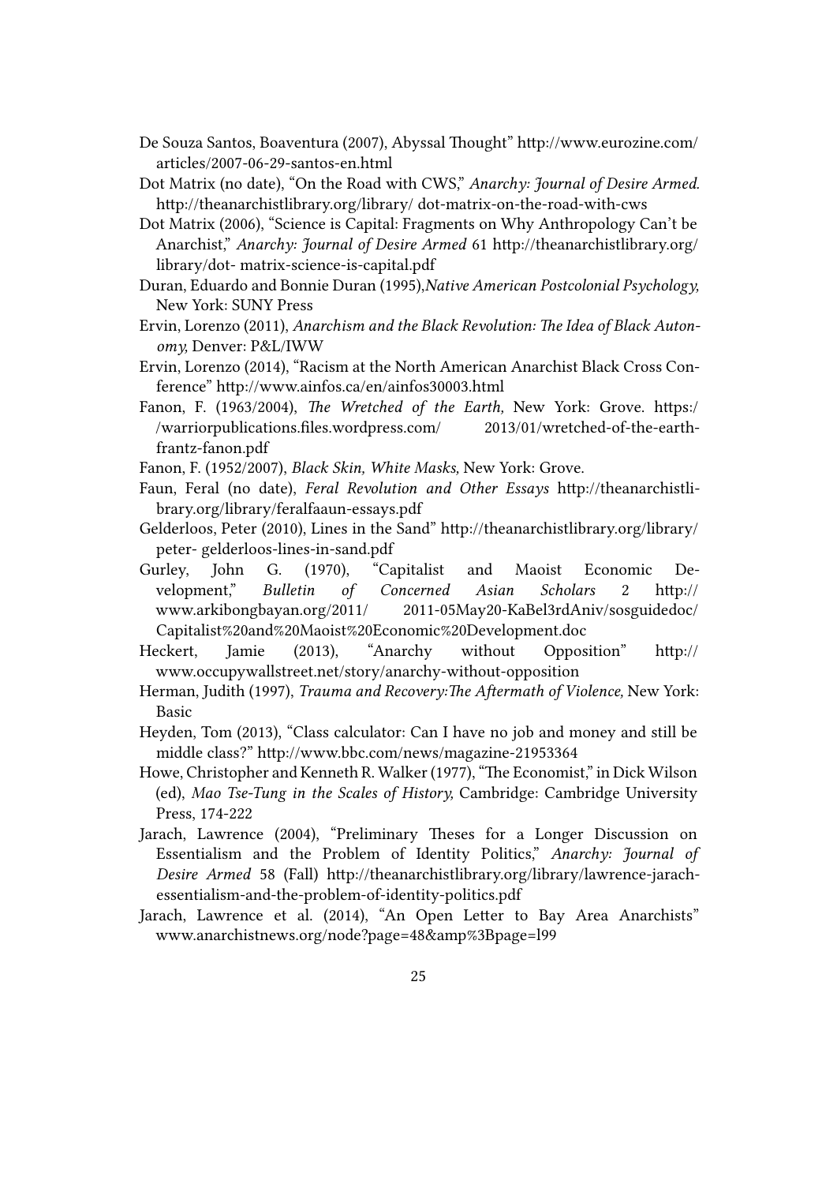De Souza Santos, Boaventura (2007), Abyssal Thought" http://www.eurozine.com/articles/2007-06-29-santos-en.html

Dot Matrix (no date), "On the Road with CWS," *Anarchy: Journal of Desire Armed.* http://theanarchistlibrary.org/library/ dot-matrix-on-the-road-with-cws

Dot Matrix (2006), "Science is Capital: Fragments on Why Anthropology Can't be Anarchist," *Anarchy: Journal of Desire Armed* 61 http://theanarchistlibrary.org/library/dot- matrix-science-is-capital.pdf

Duran, Eduardo and Bonnie Duran (1995),*Native American Postcolonial Psychology,* New York: SUNY Press

Ervin, Lorenzo (2011), *Anarchism and the Black Revolution: The Idea of Black Autonomy,* Denver: P&L/IWW

Ervin, Lorenzo (2014), "Racism at the North American Anarchist Black Cross Conference" http://www.ainfos.ca/en/ainfos30003.html

Fanon, F. (1963/2004), *The Wretched of the Earth,* New York: Grove. https://warriorpublications.files.wordpress.com/ 2013/01/wretched-of-the-earth-frantz-fanon.pdf

Fanon, F. (1952/2007), *Black Skin, White Masks,* New York: Grove.

Faun, Feral (no date), *Feral Revolution and Other Essays* http://theanarchistlibrary.org/library/feralfaaun-essays.pdf

Gelderloos, Peter (2010), Lines in the Sand" http://theanarchistlibrary.org/library/peter- gelderloos-lines-in-sand.pdf

Gurley, John G. (1970), "Capitalist and Maoist Economic Development," *Bulletin of Concerned Asian Scholars* 2 http://www.arkibongbayan.org/2011/ 2011-05May20-KaBel3rdAniv/sosguidedoc/Capitalist%20and%20Maoist%20Economic%20Development.doc

Heckert, Jamie (2013), "Anarchy without Opposition" http://www.occupywallstreet.net/story/anarchy-without-opposition

Herman, Judith (1997), *Trauma and Recovery:The Aftermath of Violence,* New York: Basic

Heyden, Tom (2013), "Class calculator: Can I have no job and money and still be middle class?" http://www.bbc.com/news/magazine-21953364

Howe, Christopher and Kenneth R. Walker (1977), "The Economist," in Dick Wilson (ed), *Mao Tse-Tung in the Scales of History,* Cambridge: Cambridge University Press, 174-222

Jarach, Lawrence (2004), "Preliminary Theses for a Longer Discussion on Essentialism and the Problem of Identity Politics," *Anarchy: Journal of Desire Armed* 58 (Fall) http://theanarchistlibrary.org/library/lawrence-jarach-essentialism-and-the-problem-of-identity-politics.pdf

Jarach, Lawrence et al. (2014), "An Open Letter to Bay Area Anarchists" www.anarchistnews.org/node?page=48&amp%3Bpage=l99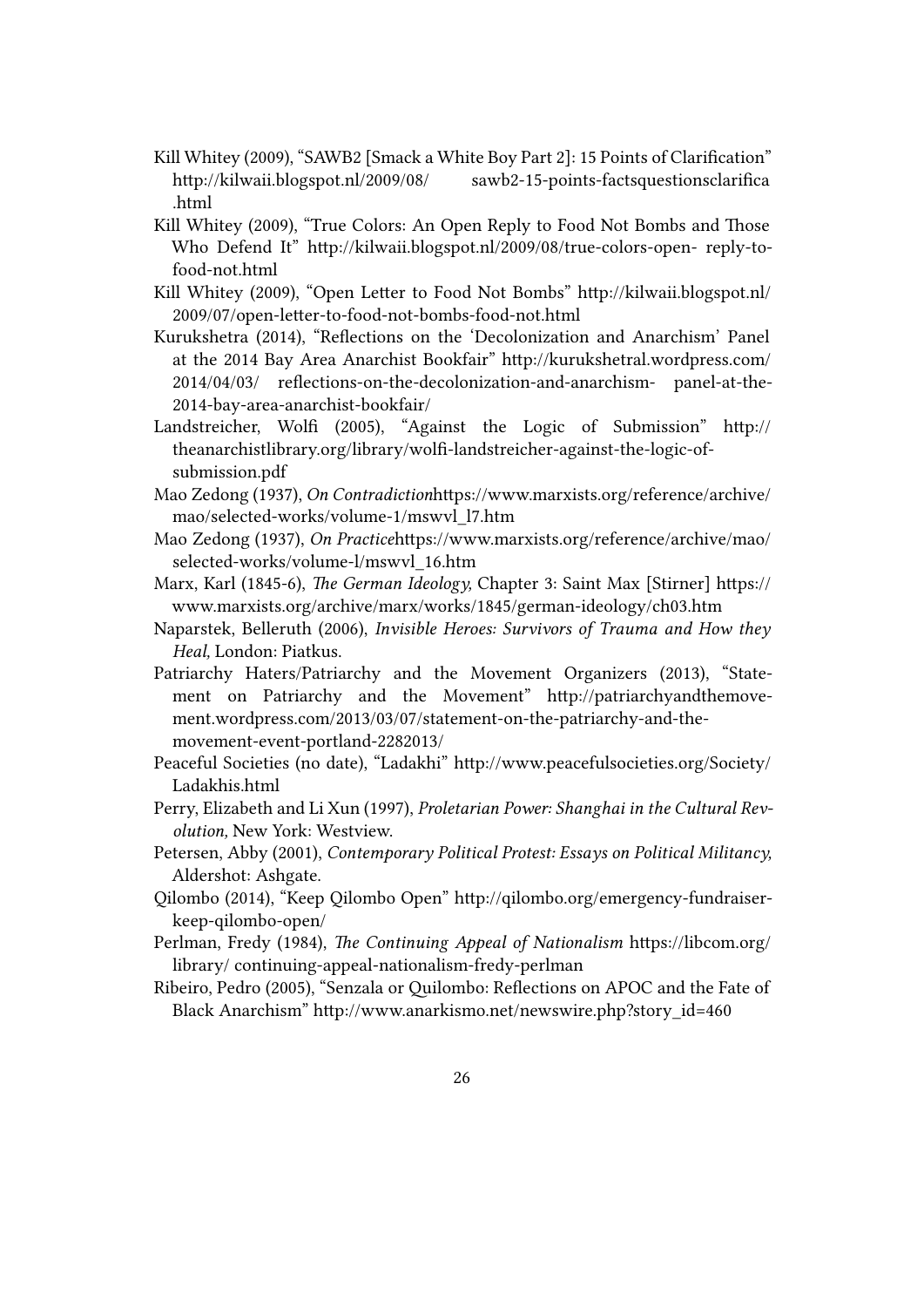Kill Whitey (2009), "SAWB2 [Smack a White Boy Part 2]: 15 Points of Clarification" http://kilwaii.blogspot.nl/2009/08/ sawb2-15-points-factsquestionsclarifica .html

Kill Whitey (2009), "True Colors: An Open Reply to Food Not Bombs and Those Who Defend It" http://kilwaii.blogspot.nl/2009/08/true-colors-open- reply-to-food-not.html

Kill Whitey (2009), "Open Letter to Food Not Bombs" http://kilwaii.blogspot.nl/2009/07/open-letter-to-food-not-bombs-food-not.html

Kurukshetra (2014), "Reflections on the 'Decolonization and Anarchism' Panel at the 2014 Bay Area Anarchist Bookfair" http://kurukshetral.wordpress.com/2014/04/03/ reflections-on-the-decolonization-and-anarchism- panel-at-the-2014-bay-area-anarchist-bookfair/

Landstreicher, Wolfi (2005), "Against the Logic of Submission" http://theanarchistlibrary.org/library/wolfi-landstreicher-against-the-logic-of-submission.pdf

Mao Zedong (1937), *On Contradiction*https://www.marxists.org/reference/archive/mao/selected-works/volume-1/mswvl_l7.htm

Mao Zedong (1937), *On Practice*https://www.marxists.org/reference/archive/mao/selected-works/volume-l/mswvl_16.htm

Marx, Karl (1845-6), *The German Ideology,* Chapter 3: Saint Max [Stirner] https://www.marxists.org/archive/marx/works/1845/german-ideology/ch03.htm

Naparstek, Belleruth (2006), *Invisible Heroes: Survivors of Trauma and How they Heal,* London: Piatkus.

Patriarchy Haters/Patriarchy and the Movement Organizers (2013), "Statement on Patriarchy and the Movement" http://patriarchyandthemovement.wordpress.com/2013/03/07/statement-on-the-patriarchy-and-the-movement-event-portland-2282013/

Peaceful Societies (no date), "Ladakhi" http://www.peacefulsocieties.org/Society/Ladakhis.html

Perry, Elizabeth and Li Xun (1997), *Proletarian Power: Shanghai in the Cultural Revolution,* New York: Westview.

Petersen, Abby (2001), *Contemporary Political Protest: Essays on Political Militancy,* Aldershot: Ashgate.

Qilombo (2014), "Keep Qilombo Open" http://qilombo.org/emergency-fundraiser-keep-qilombo-open/

Perlman, Fredy (1984), *The Continuing Appeal of Nationalism* https://libcom.org/library/ continuing-appeal-nationalism-fredy-perlman

Ribeiro, Pedro (2005), "Senzala or Quilombo: Reflections on APOC and the Fate of Black Anarchism" http://www.anarkismo.net/newswire.php?story_id=460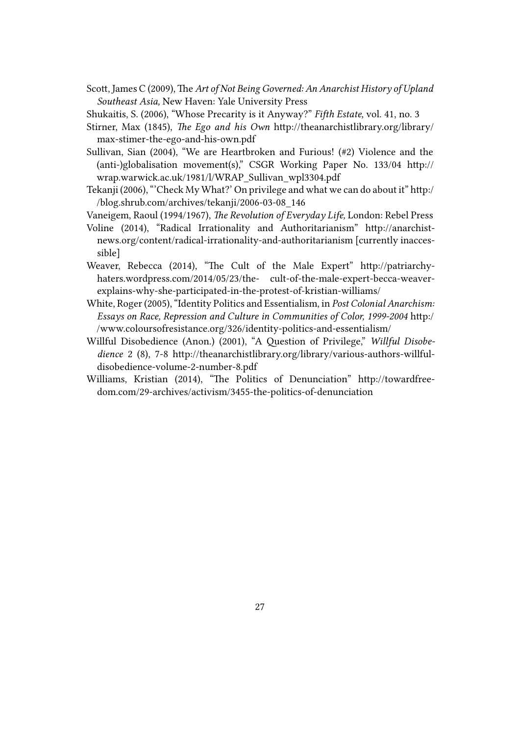Scott, James C (2009), *The Art of Not Being Governed: An Anarchist History of Upland Southeast Asia,* New Haven: Yale University Press

Shukaitis, S. (2006), "Whose Precarity is it Anyway?" *Fifth Estate,* vol. 41, no. 3

Stirner, Max (1845), *The Ego and his Own* http://theanarchistlibrary.org/library/max-stirner-the-ego-and-his-own.pdf

Sullivan, Sian (2004), "We are Heartbroken and Furious! (#2) Violence and the (anti-)globalisation movement(s)," CSGR Working Paper No. 133/04 http://wrap.warwick.ac.uk/1981/1/WRAP_Sullivan_wpl3304.pdf

Tekanji (2006), "'Check My What?' On privilege and what we can do about it" http://blog.shrub.com/archives/tekanji/2006-03-08_146

Vaneigem, Raoul (1994/1967), *The Revolution of Everyday Life,* London: Rebel Press

Voline (2014), "Radical Irrationality and Authoritarianism" http://anarchistnews.org/content/radical-irrationality-and-authoritarianism [currently inaccessible]

Weaver, Rebecca (2014), "The Cult of the Male Expert" http://patriarchyhaters.wordpress.com/2014/05/23/the- cult-of-the-male-expert-becca-weaver-explains-why-she-participated-in-the-protest-of-kristian-williams/

White, Roger (2005), "Identity Politics and Essentialism, in *Post Colonial Anarchism: Essays on Race, Repression and Culture in Communities of Color, 1999-2004* http://www.coloursofresistance.org/326/identity-politics-and-essentialism/

Willful Disobedience (Anon.) (2001), "A Question of Privilege," *Willful Disobedience* 2 (8), 7-8 http://theanarchistlibrary.org/library/various-authors-willful-disobedience-volume-2-number-8.pdf

Williams, Kristian (2014), "The Politics of Denunciation" http://towardfreedom.com/29-archives/activism/3455-the-politics-of-denunciation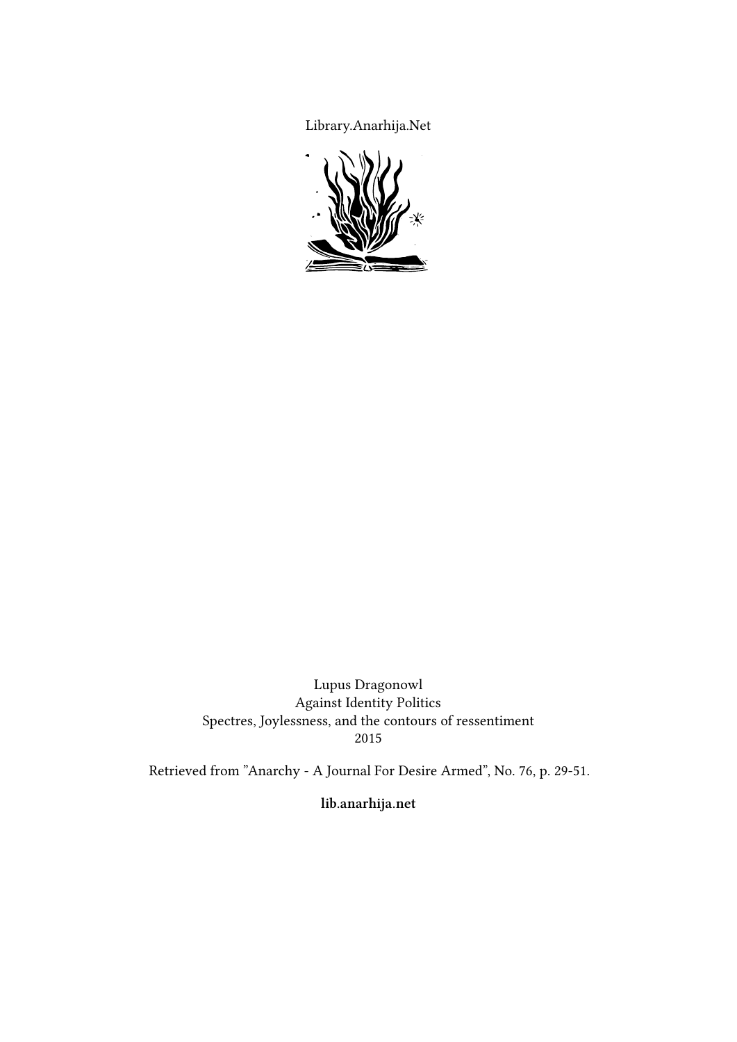Library.Anarhija.Net

Lupus Dragonowl
Against Identity Politics
Spectres, Joylessness, and the contours of ressentiment
2015

Retrieved from "Anarchy - A Journal For Desire Armed", No. 76, p. 29-51.

**lib.anarhija.net**